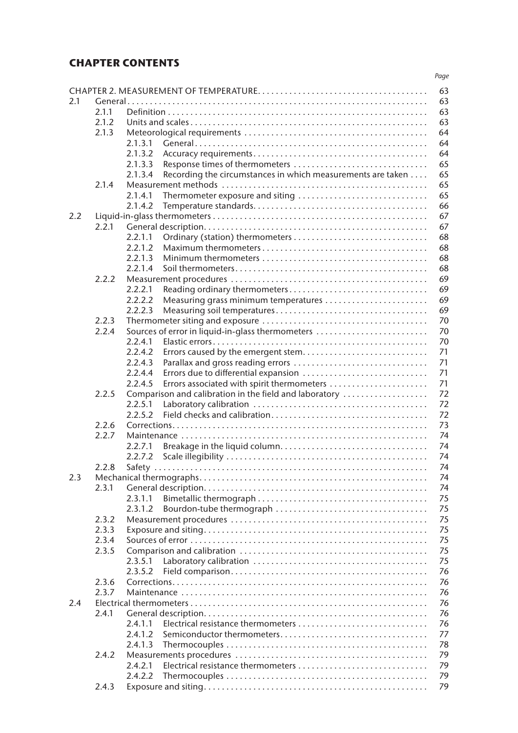## CHAPTER CONTENTS

| | | | | Page |
|---|---|---|---|---|
| CHAPTER 2. MEASUREMENT OF TEMPERATURE | | | | 63 |
| 2.1 | General | | | 63 |
| | 2.1.1 | Definition | | 63 |
| | 2.1.2 | Units and scales | | 63 |
| | 2.1.3 | Meteorological requirements | | 64 |
| | | 2.1.3.1 | General | 64 |
| | | 2.1.3.2 | Accuracy requirements | 64 |
| | | 2.1.3.3 | Response times of thermometers | 65 |
| | | 2.1.3.4 | Recording the circumstances in which measurements are taken | 65 |
| | 2.1.4 | Measurement methods | | 65 |
| | | 2.1.4.1 | Thermometer exposure and siting | 65 |
| | | 2.1.4.2 | Temperature standards | 66 |
| 2.2 | Liquid-in-glass thermometers | | | 67 |
| | 2.2.1 | General description | | 67 |
| | | 2.2.1.1 | Ordinary (station) thermometers | 68 |
| | | 2.2.1.2 | Maximum thermometers | 68 |
| | | 2.2.1.3 | Minimum thermometers | 68 |
| | | 2.2.1.4 | Soil thermometers | 68 |
| | 2.2.2 | Measurement procedures | | 69 |
| | | 2.2.2.1 | Reading ordinary thermometers | 69 |
| | | 2.2.2.2 | Measuring grass minimum temperatures | 69 |
| | | 2.2.2.3 | Measuring soil temperatures | 69 |
| | 2.2.3 | Thermometer siting and exposure | | 70 |
| | 2.2.4 | Sources of error in liquid-in-glass thermometers | | 70 |
| | | 2.2.4.1 | Elastic errors | 70 |
| | | 2.2.4.2 | Errors caused by the emergent stem | 71 |
| | | 2.2.4.3 | Parallax and gross reading errors | 71 |
| | | 2.2.4.4 | Errors due to differential expansion | 71 |
| | | 2.2.4.5 | Errors associated with spirit thermometers | 71 |
| | 2.2.5 | Comparison and calibration in the field and laboratory | | 72 |
| | | 2.2.5.1 | Laboratory calibration | 72 |
| | | 2.2.5.2 | Field checks and calibration | 72 |
| | 2.2.6 | Corrections | | 73 |
| | 2.2.7 | Maintenance | | 74 |
| | | 2.2.7.1 | Breakage in the liquid column | 74 |
| | | 2.2.7.2 | Scale illegibility | 74 |
| | 2.2.8 | Safety | | 74 |
| 2.3 | Mechanical thermographs | | | 74 |
| | 2.3.1 | General description | | 74 |
| | | 2.3.1.1 | Bimetallic thermograph | 75 |
| | | 2.3.1.2 | Bourdon-tube thermograph | 75 |
| | 2.3.2 | Measurement procedures | | 75 |
| | 2.3.3 | Exposure and siting | | 75 |
| | 2.3.4 | Sources of error | | 75 |
| | 2.3.5 | Comparison and calibration | | 75 |
| | | 2.3.5.1 | Laboratory calibration | 75 |
| | | 2.3.5.2 | Field comparison | 76 |
| | 2.3.6 | Corrections | | 76 |
| | 2.3.7 | Maintenance | | 76 |
| 2.4 | Electrical thermometers | | | 76 |
| | 2.4.1 | General description | | 76 |
| | | 2.4.1.1 | Electrical resistance thermometers | 76 |
| | | 2.4.1.2 | Semiconductor thermometers | 77 |
| | | 2.4.1.3 | Thermocouples | 78 |
| | 2.4.2 | Measurements procedures | | 79 |
| | | 2.4.2.1 | Electrical resistance thermometers | 79 |
| | | 2.4.2.2 | Thermocouples | 79 |
| | 2.4.3 | Exposure and siting | | 79 |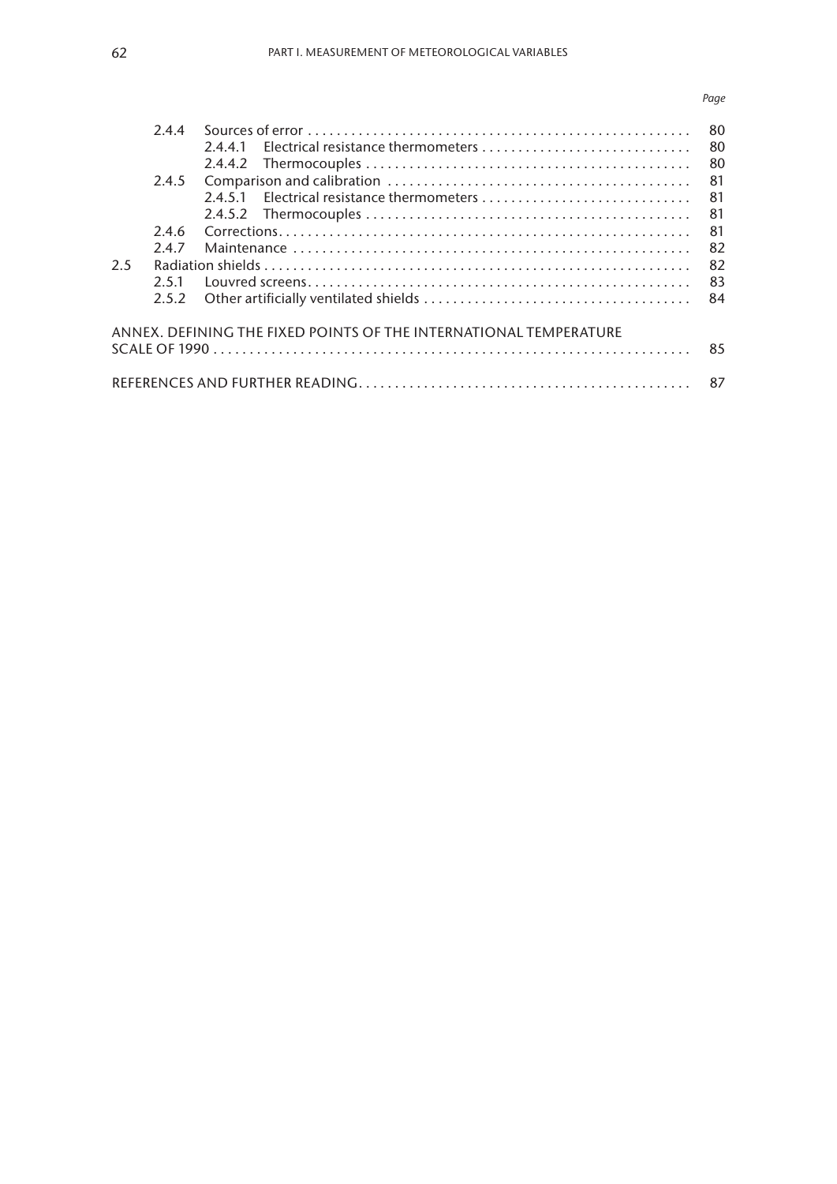| | | | Page |
|---|---|---|---|
| | 2.4.4 | Sources of error | 80 |
| | | 2.4.4.1 Electrical resistance thermometers | 80 |
| | | 2.4.4.2 Thermocouples | 80 |
| | 2.4.5 | Comparison and calibration | 81 |
| | | 2.4.5.1 Electrical resistance thermometers | 81 |
| | | 2.4.5.2 Thermocouples | 81 |
| | 2.4.6 | Corrections | 81 |
| | 2.4.7 | Maintenance | 82 |
| 2.5 | | Radiation shields | 82 |
| | 2.5.1 | Louvred screens | 83 |
| | 2.5.2 | Other artificially ventilated shields | 84 |

ANNEX. DEFINING THE FIXED POINTS OF THE INTERNATIONAL TEMPERATURE SCALE OF 1990 . . . . . 85

REFERENCES AND FURTHER READING . . . . . 87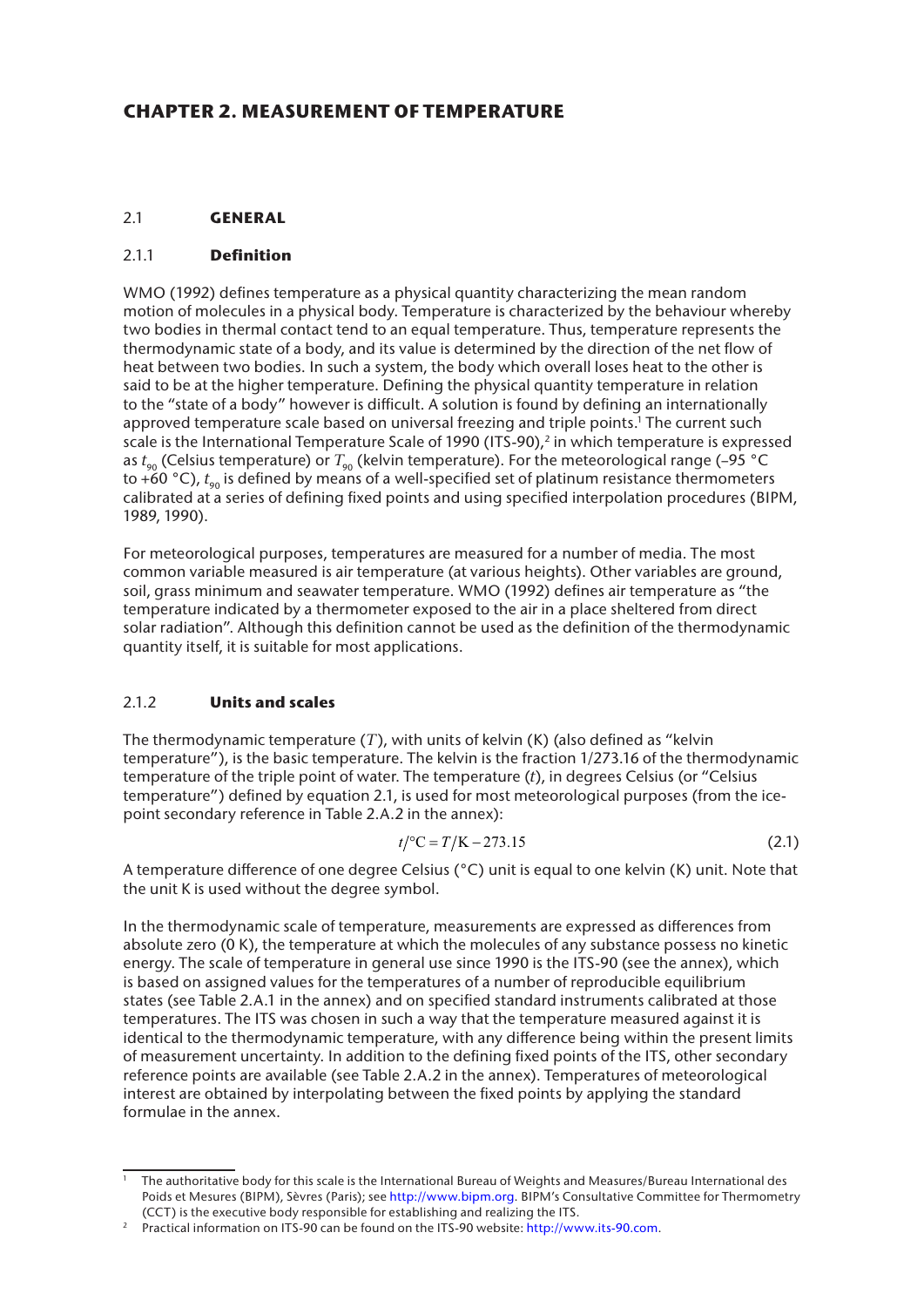# CHAPTER 2. MEASUREMENT OF TEMPERATURE

## 2.1 GENERAL

### 2.1.1 Definition

WMO (1992) defines temperature as a physical quantity characterizing the mean random motion of molecules in a physical body. Temperature is characterized by the behaviour whereby two bodies in thermal contact tend to an equal temperature. Thus, temperature represents the thermodynamic state of a body, and its value is determined by the direction of the net flow of heat between two bodies. In such a system, the body which overall loses heat to the other is said to be at the higher temperature. Defining the physical quantity temperature in relation to the "state of a body" however is difficult. A solution is found by defining an internationally approved temperature scale based on universal freezing and triple points.[1] The current such scale is the International Temperature Scale of 1990 (ITS-90),[2] in which temperature is expressed as $t_{90}$ (Celsius temperature) or $T_{90}$ (kelvin temperature). For the meteorological range (–95 °C to +60 °C), $t_{90}$ is defined by means of a well-specified set of platinum resistance thermometers calibrated at a series of defining fixed points and using specified interpolation procedures (BIPM, 1989, 1990).

For meteorological purposes, temperatures are measured for a number of media. The most common variable measured is air temperature (at various heights). Other variables are ground, soil, grass minimum and seawater temperature. WMO (1992) defines air temperature as "the temperature indicated by a thermometer exposed to the air in a place sheltered from direct solar radiation". Although this definition cannot be used as the definition of the thermodynamic quantity itself, it is suitable for most applications.

### 2.1.2 Units and scales

The thermodynamic temperature ($T$), with units of kelvin (K) (also defined as "kelvin temperature"), is the basic temperature. The kelvin is the fraction 1/273.16 of the thermodynamic temperature of the triple point of water. The temperature ($t$), in degrees Celsius (or "Celsius temperature") defined by equation 2.1, is used for most meteorological purposes (from the ice-point secondary reference in Table 2.A.2 in the annex):

$$t/°\mathrm{C} = T/\mathrm{K} - 273.15 \tag{2.1}$$

A temperature difference of one degree Celsius (°C) unit is equal to one kelvin (K) unit. Note that the unit K is used without the degree symbol.

In the thermodynamic scale of temperature, measurements are expressed as differences from absolute zero (0 K), the temperature at which the molecules of any substance possess no kinetic energy. The scale of temperature in general use since 1990 is the ITS-90 (see the annex), which is based on assigned values for the temperatures of a number of reproducible equilibrium states (see Table 2.A.1 in the annex) and on specified standard instruments calibrated at those temperatures. The ITS was chosen in such a way that the temperature measured against it is identical to the thermodynamic temperature, with any difference being within the present limits of measurement uncertainty. In addition to the defining fixed points of the ITS, other secondary reference points are available (see Table 2.A.2 in the annex). Temperatures of meteorological interest are obtained by interpolating between the fixed points by applying the standard formulae in the annex.

---

[1] The authoritative body for this scale is the International Bureau of Weights and Measures/Bureau International des Poids et Mesures (BIPM), Sèvres (Paris); see http://www.bipm.org. BIPM's Consultative Committee for Thermometry (CCT) is the executive body responsible for establishing and realizing the ITS.

[2] Practical information on ITS-90 can be found on the ITS-90 website: http://www.its-90.com.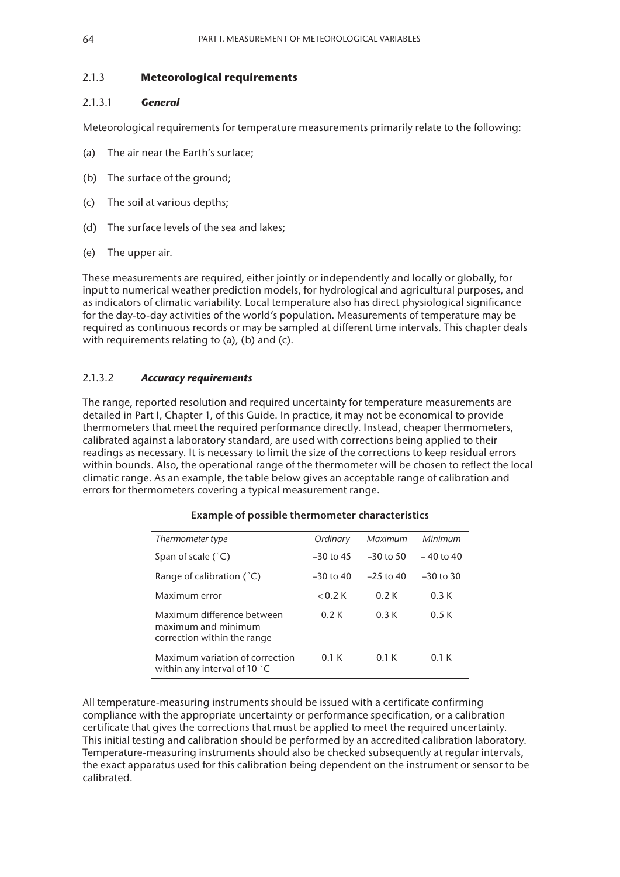### 2.1.3 **Meteorological requirements**

#### 2.1.3.1 ***General***

Meteorological requirements for temperature measurements primarily relate to the following:

(a) The air near the Earth's surface;

(b) The surface of the ground;

(c) The soil at various depths;

(d) The surface levels of the sea and lakes;

(e) The upper air.

These measurements are required, either jointly or independently and locally or globally, for input to numerical weather prediction models, for hydrological and agricultural purposes, and as indicators of climatic variability. Local temperature also has direct physiological significance for the day-to-day activities of the world's population. Measurements of temperature may be required as continuous records or may be sampled at different time intervals. This chapter deals with requirements relating to (a), (b) and (c).

#### 2.1.3.2 ***Accuracy requirements***

The range, reported resolution and required uncertainty for temperature measurements are detailed in Part I, Chapter 1, of this Guide. In practice, it may not be economical to provide thermometers that meet the required performance directly. Instead, cheaper thermometers, calibrated against a laboratory standard, are used with corrections being applied to their readings as necessary. It is necessary to limit the size of the corrections to keep residual errors within bounds. Also, the operational range of the thermometer will be chosen to reflect the local climatic range. As an example, the table below gives an acceptable range of calibration and errors for thermometers covering a typical measurement range.

**Example of possible thermometer characteristics**

| *Thermometer type* | *Ordinary* | *Maximum* | *Minimum* |
|---|---|---|---|
| Span of scale (˚C) | –30 to 45 | –30 to 50 | – 40 to 40 |
| Range of calibration (˚C) | –30 to 40 | –25 to 40 | –30 to 30 |
| Maximum error | < 0.2 K | 0.2 K | 0.3 K |
| Maximum difference between maximum and minimum correction within the range | 0.2 K | 0.3 K | 0.5 K |
| Maximum variation of correction within any interval of 10 ˚C | 0.1 K | 0.1 K | 0.1 K |

All temperature-measuring instruments should be issued with a certificate confirming compliance with the appropriate uncertainty or performance specification, or a calibration certificate that gives the corrections that must be applied to meet the required uncertainty. This initial testing and calibration should be performed by an accredited calibration laboratory. Temperature-measuring instruments should also be checked subsequently at regular intervals, the exact apparatus used for this calibration being dependent on the instrument or sensor to be calibrated.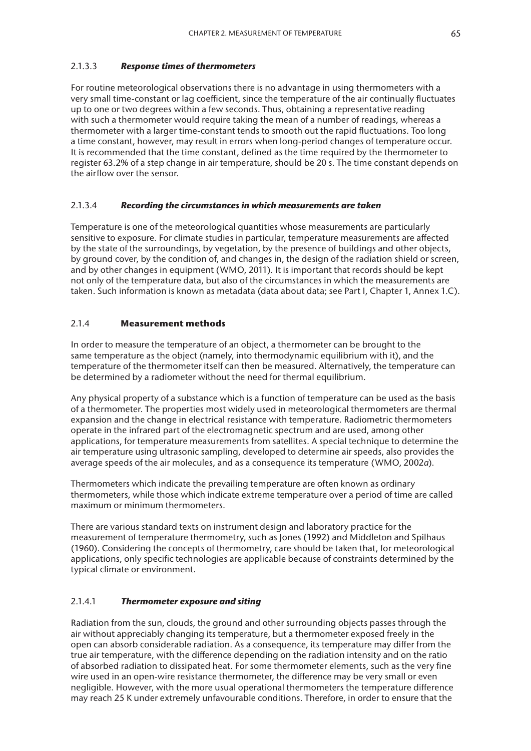#### 2.1.3.3 *Response times of thermometers*

For routine meteorological observations there is no advantage in using thermometers with a very small time-constant or lag coefficient, since the temperature of the air continually fluctuates up to one or two degrees within a few seconds. Thus, obtaining a representative reading with such a thermometer would require taking the mean of a number of readings, whereas a thermometer with a larger time-constant tends to smooth out the rapid fluctuations. Too long a time constant, however, may result in errors when long-period changes of temperature occur. It is recommended that the time constant, defined as the time required by the thermometer to register 63.2% of a step change in air temperature, should be 20 s. The time constant depends on the airflow over the sensor.

#### 2.1.3.4 *Recording the circumstances in which measurements are taken*

Temperature is one of the meteorological quantities whose measurements are particularly sensitive to exposure. For climate studies in particular, temperature measurements are affected by the state of the surroundings, by vegetation, by the presence of buildings and other objects, by ground cover, by the condition of, and changes in, the design of the radiation shield or screen, and by other changes in equipment (WMO, 2011). It is important that records should be kept not only of the temperature data, but also of the circumstances in which the measurements are taken. Such information is known as metadata (data about data; see Part I, Chapter 1, Annex 1.C).

### 2.1.4 **Measurement methods**

In order to measure the temperature of an object, a thermometer can be brought to the same temperature as the object (namely, into thermodynamic equilibrium with it), and the temperature of the thermometer itself can then be measured. Alternatively, the temperature can be determined by a radiometer without the need for thermal equilibrium.

Any physical property of a substance which is a function of temperature can be used as the basis of a thermometer. The properties most widely used in meteorological thermometers are thermal expansion and the change in electrical resistance with temperature. Radiometric thermometers operate in the infrared part of the electromagnetic spectrum and are used, among other applications, for temperature measurements from satellites. A special technique to determine the air temperature using ultrasonic sampling, developed to determine air speeds, also provides the average speeds of the air molecules, and as a consequence its temperature (WMO, 2002*a*).

Thermometers which indicate the prevailing temperature are often known as ordinary thermometers, while those which indicate extreme temperature over a period of time are called maximum or minimum thermometers.

There are various standard texts on instrument design and laboratory practice for the measurement of temperature thermometry, such as Jones (1992) and Middleton and Spilhaus (1960). Considering the concepts of thermometry, care should be taken that, for meteorological applications, only specific technologies are applicable because of constraints determined by the typical climate or environment.

#### 2.1.4.1 *Thermometer exposure and siting*

Radiation from the sun, clouds, the ground and other surrounding objects passes through the air without appreciably changing its temperature, but a thermometer exposed freely in the open can absorb considerable radiation. As a consequence, its temperature may differ from the true air temperature, with the difference depending on the radiation intensity and on the ratio of absorbed radiation to dissipated heat. For some thermometer elements, such as the very fine wire used in an open-wire resistance thermometer, the difference may be very small or even negligible. However, with the more usual operational thermometers the temperature difference may reach 25 K under extremely unfavourable conditions. Therefore, in order to ensure that the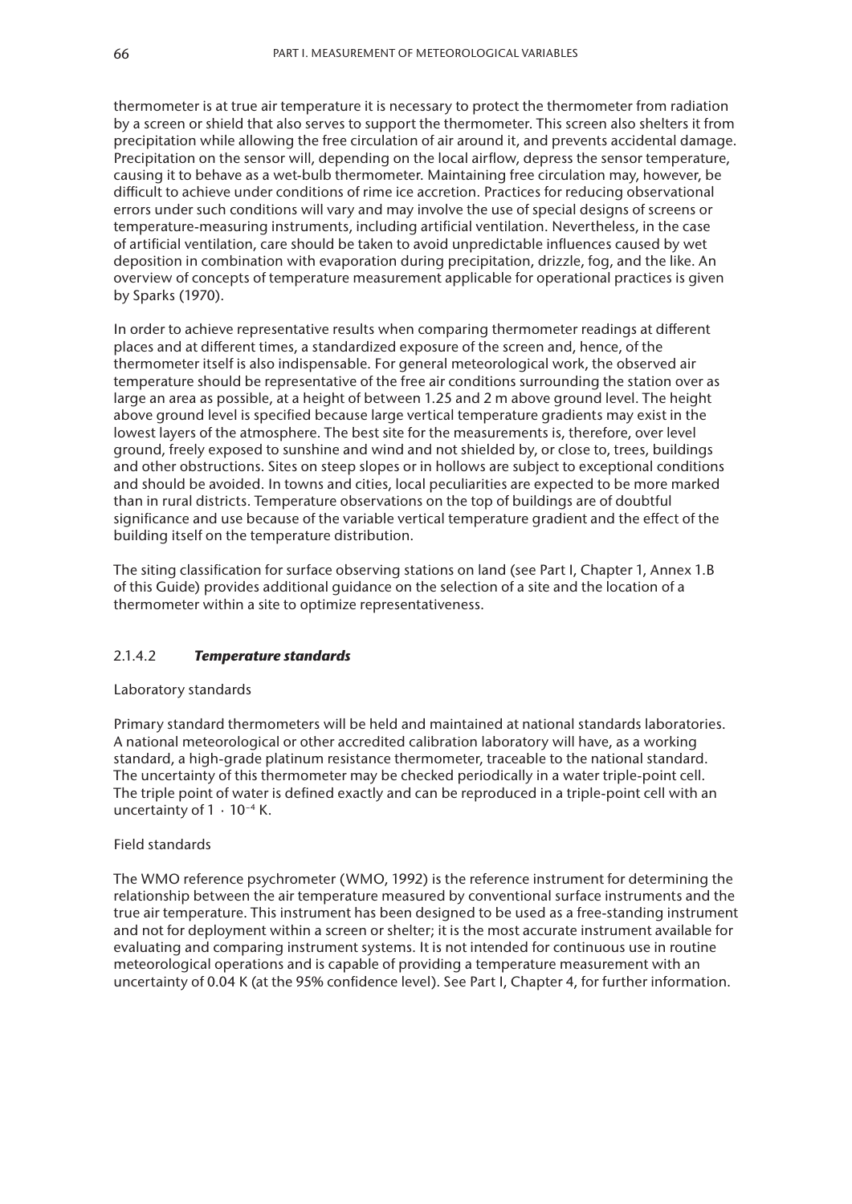thermometer is at true air temperature it is necessary to protect the thermometer from radiation by a screen or shield that also serves to support the thermometer. This screen also shelters it from precipitation while allowing the free circulation of air around it, and prevents accidental damage. Precipitation on the sensor will, depending on the local airflow, depress the sensor temperature, causing it to behave as a wet-bulb thermometer. Maintaining free circulation may, however, be difficult to achieve under conditions of rime ice accretion. Practices for reducing observational errors under such conditions will vary and may involve the use of special designs of screens or temperature-measuring instruments, including artificial ventilation. Nevertheless, in the case of artificial ventilation, care should be taken to avoid unpredictable influences caused by wet deposition in combination with evaporation during precipitation, drizzle, fog, and the like. An overview of concepts of temperature measurement applicable for operational practices is given by Sparks (1970).

In order to achieve representative results when comparing thermometer readings at different places and at different times, a standardized exposure of the screen and, hence, of the thermometer itself is also indispensable. For general meteorological work, the observed air temperature should be representative of the free air conditions surrounding the station over as large an area as possible, at a height of between 1.25 and 2 m above ground level. The height above ground level is specified because large vertical temperature gradients may exist in the lowest layers of the atmosphere. The best site for the measurements is, therefore, over level ground, freely exposed to sunshine and wind and not shielded by, or close to, trees, buildings and other obstructions. Sites on steep slopes or in hollows are subject to exceptional conditions and should be avoided. In towns and cities, local peculiarities are expected to be more marked than in rural districts. Temperature observations on the top of buildings are of doubtful significance and use because of the variable vertical temperature gradient and the effect of the building itself on the temperature distribution.

The siting classification for surface observing stations on land (see Part I, Chapter 1, Annex 1.B of this Guide) provides additional guidance on the selection of a site and the location of a thermometer within a site to optimize representativeness.

### 2.1.4.2 *Temperature standards*

Laboratory standards

Primary standard thermometers will be held and maintained at national standards laboratories. A national meteorological or other accredited calibration laboratory will have, as a working standard, a high-grade platinum resistance thermometer, traceable to the national standard. The uncertainty of this thermometer may be checked periodically in a water triple-point cell. The triple point of water is defined exactly and can be reproduced in a triple-point cell with an uncertainty of $1 \cdot 10^{-4}$ K.

Field standards

The WMO reference psychrometer (WMO, 1992) is the reference instrument for determining the relationship between the air temperature measured by conventional surface instruments and the true air temperature. This instrument has been designed to be used as a free-standing instrument and not for deployment within a screen or shelter; it is the most accurate instrument available for evaluating and comparing instrument systems. It is not intended for continuous use in routine meteorological operations and is capable of providing a temperature measurement with an uncertainty of 0.04 K (at the 95% confidence level). See Part I, Chapter 4, for further information.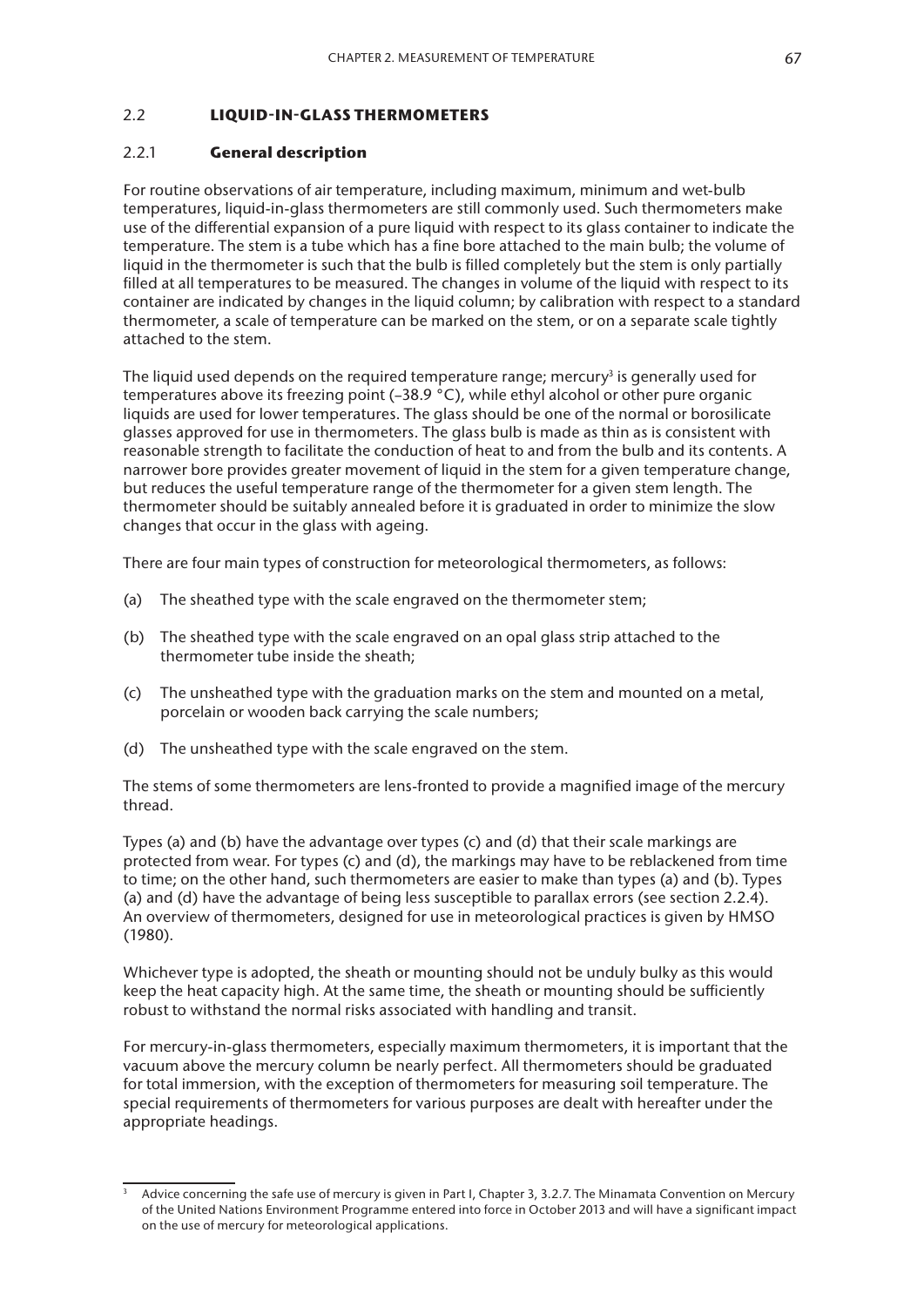## 2.2 LIQUID-IN-GLASS THERMOMETERS

### 2.2.1 General description

For routine observations of air temperature, including maximum, minimum and wet-bulb temperatures, liquid-in-glass thermometers are still commonly used. Such thermometers make use of the differential expansion of a pure liquid with respect to its glass container to indicate the temperature. The stem is a tube which has a fine bore attached to the main bulb; the volume of liquid in the thermometer is such that the bulb is filled completely but the stem is only partially filled at all temperatures to be measured. The changes in volume of the liquid with respect to its container are indicated by changes in the liquid column; by calibration with respect to a standard thermometer, a scale of temperature can be marked on the stem, or on a separate scale tightly attached to the stem.

The liquid used depends on the required temperature range; mercury[3] is generally used for temperatures above its freezing point (–38.9 °C), while ethyl alcohol or other pure organic liquids are used for lower temperatures. The glass should be one of the normal or borosilicate glasses approved for use in thermometers. The glass bulb is made as thin as is consistent with reasonable strength to facilitate the conduction of heat to and from the bulb and its contents. A narrower bore provides greater movement of liquid in the stem for a given temperature change, but reduces the useful temperature range of the thermometer for a given stem length. The thermometer should be suitably annealed before it is graduated in order to minimize the slow changes that occur in the glass with ageing.

There are four main types of construction for meteorological thermometers, as follows:

(a) The sheathed type with the scale engraved on the thermometer stem;

(b) The sheathed type with the scale engraved on an opal glass strip attached to the thermometer tube inside the sheath;

(c) The unsheathed type with the graduation marks on the stem and mounted on a metal, porcelain or wooden back carrying the scale numbers;

(d) The unsheathed type with the scale engraved on the stem.

The stems of some thermometers are lens-fronted to provide a magnified image of the mercury thread.

Types (a) and (b) have the advantage over types (c) and (d) that their scale markings are protected from wear. For types (c) and (d), the markings may have to be reblackened from time to time; on the other hand, such thermometers are easier to make than types (a) and (b). Types (a) and (d) have the advantage of being less susceptible to parallax errors (see section 2.2.4). An overview of thermometers, designed for use in meteorological practices is given by HMSO (1980).

Whichever type is adopted, the sheath or mounting should not be unduly bulky as this would keep the heat capacity high. At the same time, the sheath or mounting should be sufficiently robust to withstand the normal risks associated with handling and transit.

For mercury-in-glass thermometers, especially maximum thermometers, it is important that the vacuum above the mercury column be nearly perfect. All thermometers should be graduated for total immersion, with the exception of thermometers for measuring soil temperature. The special requirements of thermometers for various purposes are dealt with hereafter under the appropriate headings.

---

[3] Advice concerning the safe use of mercury is given in Part I, Chapter 3, 3.2.7. The Minamata Convention on Mercury of the United Nations Environment Programme entered into force in October 2013 and will have a significant impact on the use of mercury for meteorological applications.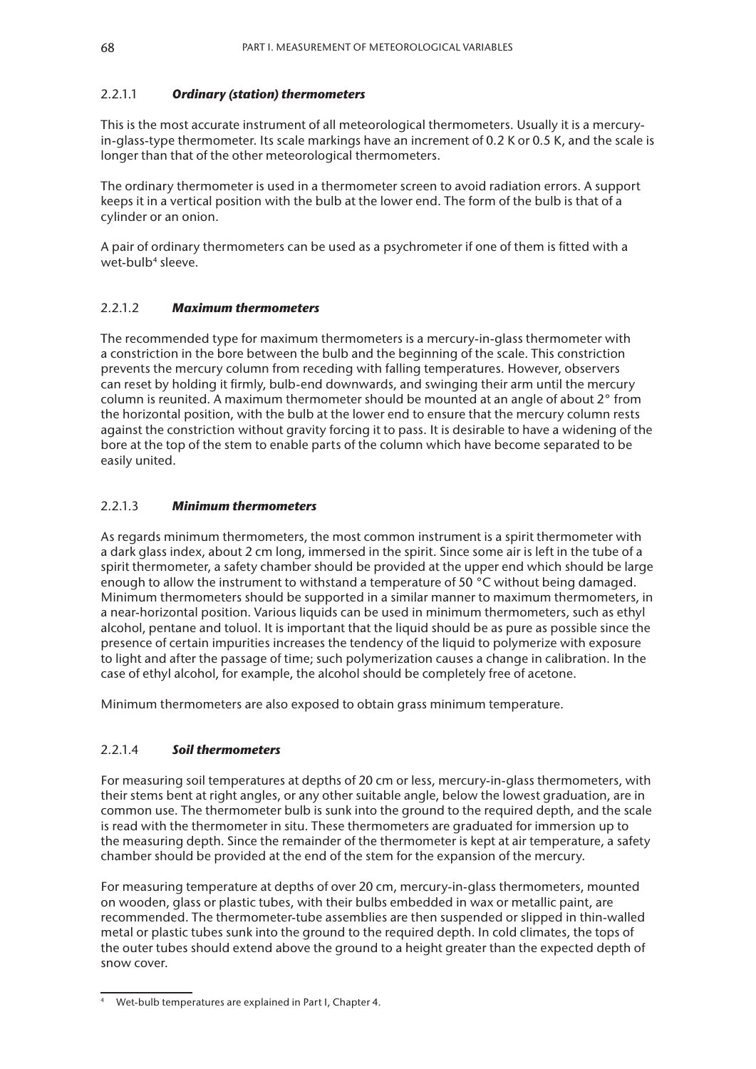#### 2.2.1.1 ***Ordinary (station) thermometers***

This is the most accurate instrument of all meteorological thermometers. Usually it is a mercury-in-glass-type thermometer. Its scale markings have an increment of 0.2 K or 0.5 K, and the scale is longer than that of the other meteorological thermometers.

The ordinary thermometer is used in a thermometer screen to avoid radiation errors. A support keeps it in a vertical position with the bulb at the lower end. The form of the bulb is that of a cylinder or an onion.

A pair of ordinary thermometers can be used as a psychrometer if one of them is fitted with a wet-bulb[4] sleeve.

#### 2.2.1.2 ***Maximum thermometers***

The recommended type for maximum thermometers is a mercury-in-glass thermometer with a constriction in the bore between the bulb and the beginning of the scale. This constriction prevents the mercury column from receding with falling temperatures. However, observers can reset by holding it firmly, bulb-end downwards, and swinging their arm until the mercury column is reunited. A maximum thermometer should be mounted at an angle of about 2° from the horizontal position, with the bulb at the lower end to ensure that the mercury column rests against the constriction without gravity forcing it to pass. It is desirable to have a widening of the bore at the top of the stem to enable parts of the column which have become separated to be easily united.

#### 2.2.1.3 ***Minimum thermometers***

As regards minimum thermometers, the most common instrument is a spirit thermometer with a dark glass index, about 2 cm long, immersed in the spirit. Since some air is left in the tube of a spirit thermometer, a safety chamber should be provided at the upper end which should be large enough to allow the instrument to withstand a temperature of 50 °C without being damaged. Minimum thermometers should be supported in a similar manner to maximum thermometers, in a near-horizontal position. Various liquids can be used in minimum thermometers, such as ethyl alcohol, pentane and toluol. It is important that the liquid should be as pure as possible since the presence of certain impurities increases the tendency of the liquid to polymerize with exposure to light and after the passage of time; such polymerization causes a change in calibration. In the case of ethyl alcohol, for example, the alcohol should be completely free of acetone.

Minimum thermometers are also exposed to obtain grass minimum temperature.

#### 2.2.1.4 ***Soil thermometers***

For measuring soil temperatures at depths of 20 cm or less, mercury-in-glass thermometers, with their stems bent at right angles, or any other suitable angle, below the lowest graduation, are in common use. The thermometer bulb is sunk into the ground to the required depth, and the scale is read with the thermometer in situ. These thermometers are graduated for immersion up to the measuring depth. Since the remainder of the thermometer is kept at air temperature, a safety chamber should be provided at the end of the stem for the expansion of the mercury.

For measuring temperature at depths of over 20 cm, mercury-in-glass thermometers, mounted on wooden, glass or plastic tubes, with their bulbs embedded in wax or metallic paint, are recommended. The thermometer-tube assemblies are then suspended or slipped in thin-walled metal or plastic tubes sunk into the ground to the required depth. In cold climates, the tops of the outer tubes should extend above the ground to a height greater than the expected depth of snow cover.

[4] Wet-bulb temperatures are explained in Part I, Chapter 4.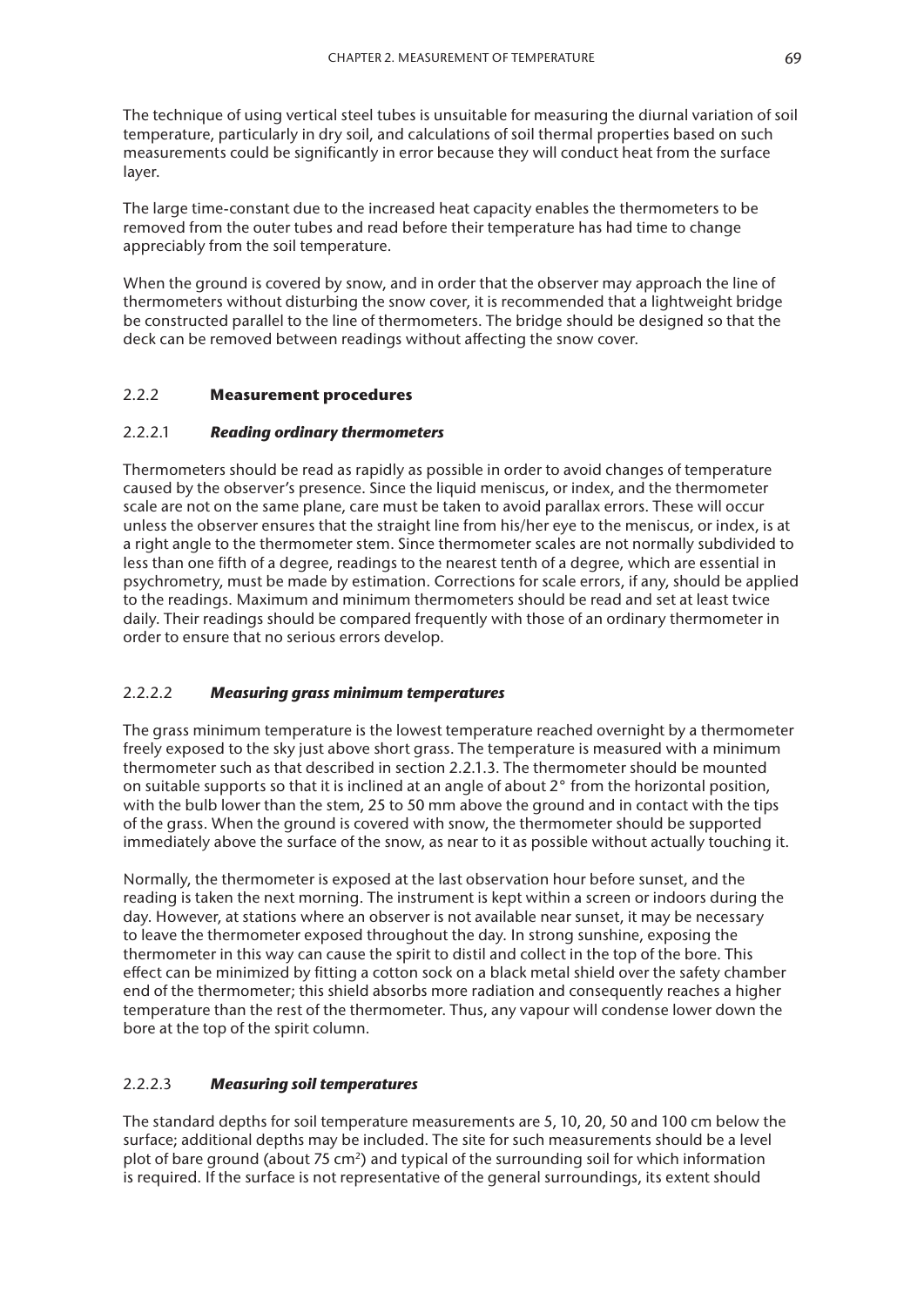The technique of using vertical steel tubes is unsuitable for measuring the diurnal variation of soil temperature, particularly in dry soil, and calculations of soil thermal properties based on such measurements could be significantly in error because they will conduct heat from the surface layer.

The large time-constant due to the increased heat capacity enables the thermometers to be removed from the outer tubes and read before their temperature has had time to change appreciably from the soil temperature.

When the ground is covered by snow, and in order that the observer may approach the line of thermometers without disturbing the snow cover, it is recommended that a lightweight bridge be constructed parallel to the line of thermometers. The bridge should be designed so that the deck can be removed between readings without affecting the snow cover.

### 2.2.2 Measurement procedures

#### 2.2.2.1 *Reading ordinary thermometers*

Thermometers should be read as rapidly as possible in order to avoid changes of temperature caused by the observer's presence. Since the liquid meniscus, or index, and the thermometer scale are not on the same plane, care must be taken to avoid parallax errors. These will occur unless the observer ensures that the straight line from his/her eye to the meniscus, or index, is at a right angle to the thermometer stem. Since thermometer scales are not normally subdivided to less than one fifth of a degree, readings to the nearest tenth of a degree, which are essential in psychrometry, must be made by estimation. Corrections for scale errors, if any, should be applied to the readings. Maximum and minimum thermometers should be read and set at least twice daily. Their readings should be compared frequently with those of an ordinary thermometer in order to ensure that no serious errors develop.

#### 2.2.2.2 *Measuring grass minimum temperatures*

The grass minimum temperature is the lowest temperature reached overnight by a thermometer freely exposed to the sky just above short grass. The temperature is measured with a minimum thermometer such as that described in section 2.2.1.3. The thermometer should be mounted on suitable supports so that it is inclined at an angle of about 2° from the horizontal position, with the bulb lower than the stem, 25 to 50 mm above the ground and in contact with the tips of the grass. When the ground is covered with snow, the thermometer should be supported immediately above the surface of the snow, as near to it as possible without actually touching it.

Normally, the thermometer is exposed at the last observation hour before sunset, and the reading is taken the next morning. The instrument is kept within a screen or indoors during the day. However, at stations where an observer is not available near sunset, it may be necessary to leave the thermometer exposed throughout the day. In strong sunshine, exposing the thermometer in this way can cause the spirit to distil and collect in the top of the bore. This effect can be minimized by fitting a cotton sock on a black metal shield over the safety chamber end of the thermometer; this shield absorbs more radiation and consequently reaches a higher temperature than the rest of the thermometer. Thus, any vapour will condense lower down the bore at the top of the spirit column.

#### 2.2.2.3 *Measuring soil temperatures*

The standard depths for soil temperature measurements are 5, 10, 20, 50 and 100 cm below the surface; additional depths may be included. The site for such measurements should be a level plot of bare ground (about 75 $cm^2$) and typical of the surrounding soil for which information is required. If the surface is not representative of the general surroundings, its extent should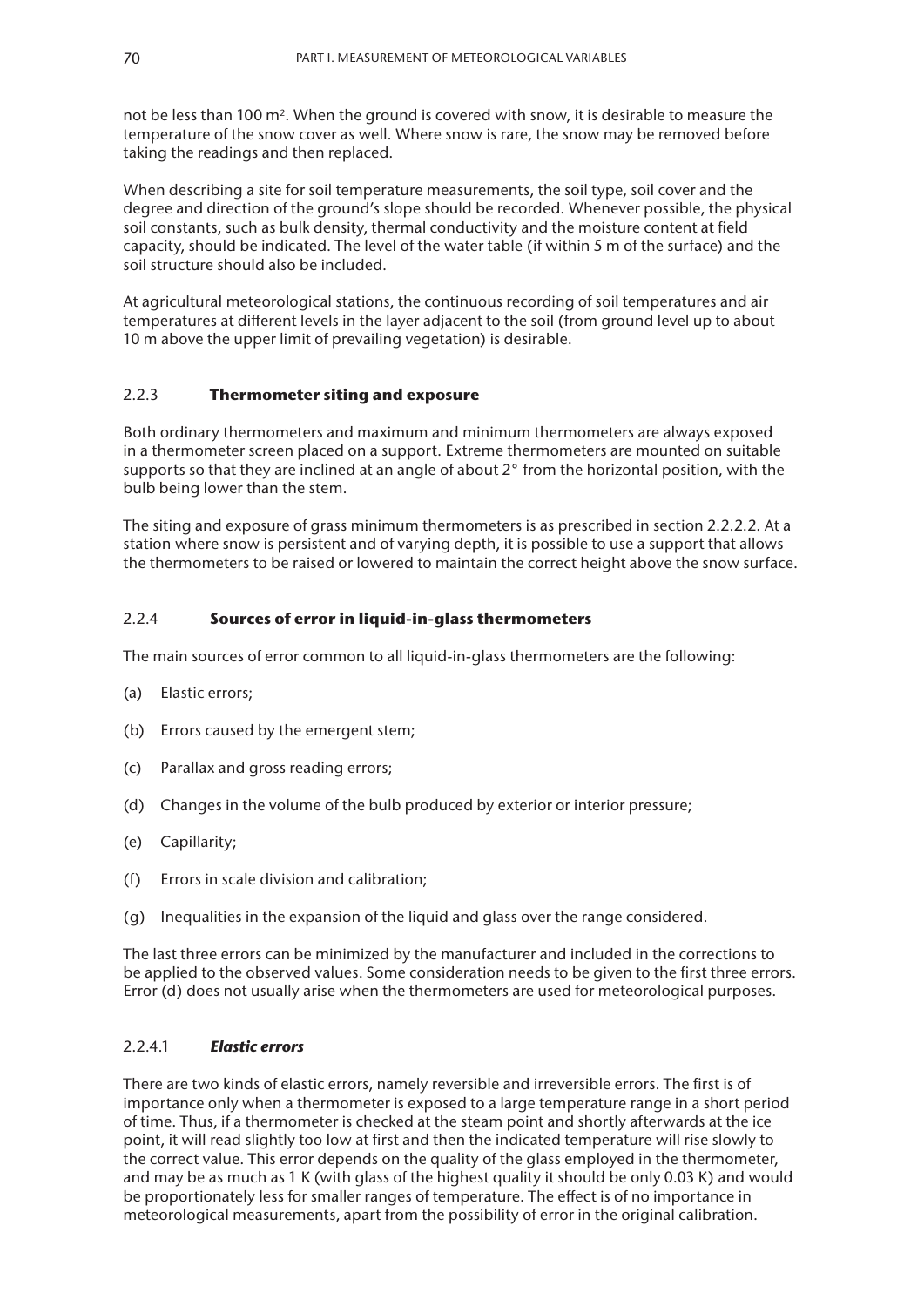not be less than 100 m$^2$. When the ground is covered with snow, it is desirable to measure the temperature of the snow cover as well. Where snow is rare, the snow may be removed before taking the readings and then replaced.

When describing a site for soil temperature measurements, the soil type, soil cover and the degree and direction of the ground's slope should be recorded. Whenever possible, the physical soil constants, such as bulk density, thermal conductivity and the moisture content at field capacity, should be indicated. The level of the water table (if within 5 m of the surface) and the soil structure should also be included.

At agricultural meteorological stations, the continuous recording of soil temperatures and air temperatures at different levels in the layer adjacent to the soil (from ground level up to about 10 m above the upper limit of prevailing vegetation) is desirable.

### 2.2.3 Thermometer siting and exposure

Both ordinary thermometers and maximum and minimum thermometers are always exposed in a thermometer screen placed on a support. Extreme thermometers are mounted on suitable supports so that they are inclined at an angle of about 2° from the horizontal position, with the bulb being lower than the stem.

The siting and exposure of grass minimum thermometers is as prescribed in section 2.2.2.2. At a station where snow is persistent and of varying depth, it is possible to use a support that allows the thermometers to be raised or lowered to maintain the correct height above the snow surface.

### 2.2.4 Sources of error in liquid-in-glass thermometers

The main sources of error common to all liquid-in-glass thermometers are the following:

(a) Elastic errors;

(b) Errors caused by the emergent stem;

(c) Parallax and gross reading errors;

(d) Changes in the volume of the bulb produced by exterior or interior pressure;

(e) Capillarity;

(f) Errors in scale division and calibration;

(g) Inequalities in the expansion of the liquid and glass over the range considered.

The last three errors can be minimized by the manufacturer and included in the corrections to be applied to the observed values. Some consideration needs to be given to the first three errors. Error (d) does not usually arise when the thermometers are used for meteorological purposes.

#### 2.2.4.1 *Elastic errors*

There are two kinds of elastic errors, namely reversible and irreversible errors. The first is of importance only when a thermometer is exposed to a large temperature range in a short period of time. Thus, if a thermometer is checked at the steam point and shortly afterwards at the ice point, it will read slightly too low at first and then the indicated temperature will rise slowly to the correct value. This error depends on the quality of the glass employed in the thermometer, and may be as much as 1 K (with glass of the highest quality it should be only 0.03 K) and would be proportionately less for smaller ranges of temperature. The effect is of no importance in meteorological measurements, apart from the possibility of error in the original calibration.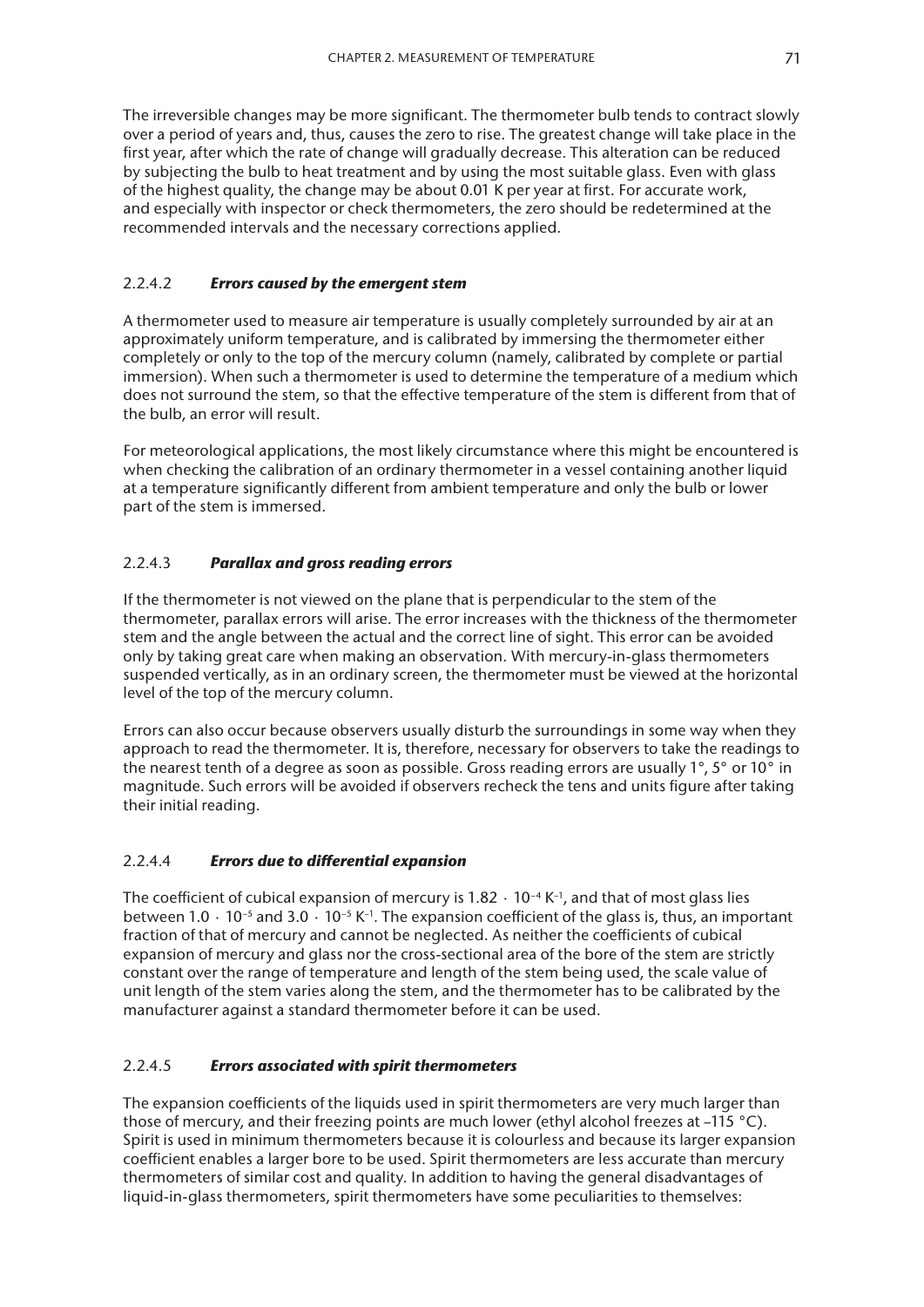The irreversible changes may be more significant. The thermometer bulb tends to contract slowly over a period of years and, thus, causes the zero to rise. The greatest change will take place in the first year, after which the rate of change will gradually decrease. This alteration can be reduced by subjecting the bulb to heat treatment and by using the most suitable glass. Even with glass of the highest quality, the change may be about 0.01 K per year at first. For accurate work, and especially with inspector or check thermometers, the zero should be redetermined at the recommended intervals and the necessary corrections applied.

#### 2.2.4.2 *Errors caused by the emergent stem*

A thermometer used to measure air temperature is usually completely surrounded by air at an approximately uniform temperature, and is calibrated by immersing the thermometer either completely or only to the top of the mercury column (namely, calibrated by complete or partial immersion). When such a thermometer is used to determine the temperature of a medium which does not surround the stem, so that the effective temperature of the stem is different from that of the bulb, an error will result.

For meteorological applications, the most likely circumstance where this might be encountered is when checking the calibration of an ordinary thermometer in a vessel containing another liquid at a temperature significantly different from ambient temperature and only the bulb or lower part of the stem is immersed.

#### 2.2.4.3 *Parallax and gross reading errors*

If the thermometer is not viewed on the plane that is perpendicular to the stem of the thermometer, parallax errors will arise. The error increases with the thickness of the thermometer stem and the angle between the actual and the correct line of sight. This error can be avoided only by taking great care when making an observation. With mercury-in-glass thermometers suspended vertically, as in an ordinary screen, the thermometer must be viewed at the horizontal level of the top of the mercury column.

Errors can also occur because observers usually disturb the surroundings in some way when they approach to read the thermometer. It is, therefore, necessary for observers to take the readings to the nearest tenth of a degree as soon as possible. Gross reading errors are usually 1°, 5° or 10° in magnitude. Such errors will be avoided if observers recheck the tens and units figure after taking their initial reading.

#### 2.2.4.4 *Errors due to differential expansion*

The coefficient of cubical expansion of mercury is $1.82 \cdot 10^{-4}\ \text{K}^{-1}$, and that of most glass lies between $1.0 \cdot 10^{-5}$ and $3.0 \cdot 10^{-5}\ \text{K}^{-1}$. The expansion coefficient of the glass is, thus, an important fraction of that of mercury and cannot be neglected. As neither the coefficients of cubical expansion of mercury and glass nor the cross-sectional area of the bore of the stem are strictly constant over the range of temperature and length of the stem being used, the scale value of unit length of the stem varies along the stem, and the thermometer has to be calibrated by the manufacturer against a standard thermometer before it can be used.

#### 2.2.4.5 *Errors associated with spirit thermometers*

The expansion coefficients of the liquids used in spirit thermometers are very much larger than those of mercury, and their freezing points are much lower (ethyl alcohol freezes at –115 °C). Spirit is used in minimum thermometers because it is colourless and because its larger expansion coefficient enables a larger bore to be used. Spirit thermometers are less accurate than mercury thermometers of similar cost and quality. In addition to having the general disadvantages of liquid-in-glass thermometers, spirit thermometers have some peculiarities to themselves: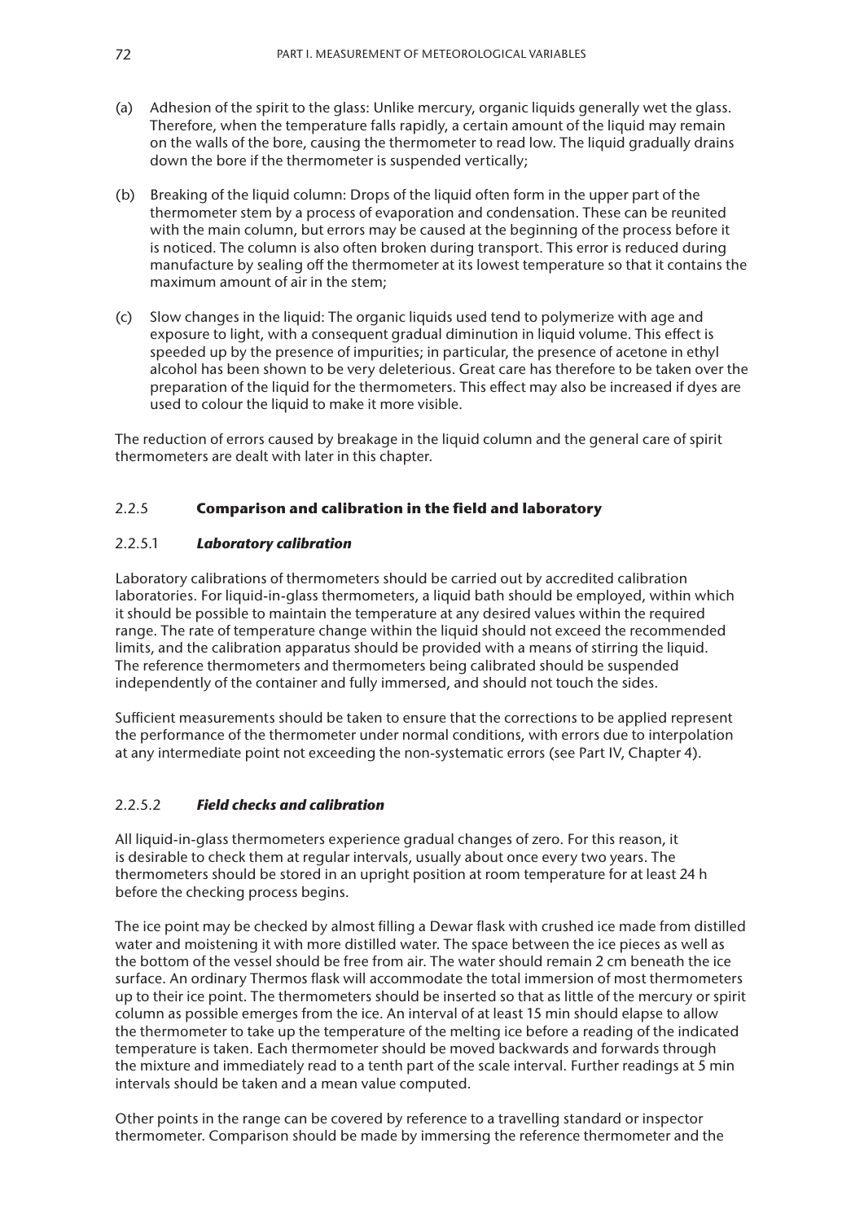(a) Adhesion of the spirit to the glass: Unlike mercury, organic liquids generally wet the glass. Therefore, when the temperature falls rapidly, a certain amount of the liquid may remain on the walls of the bore, causing the thermometer to read low. The liquid gradually drains down the bore if the thermometer is suspended vertically;

(b) Breaking of the liquid column: Drops of the liquid often form in the upper part of the thermometer stem by a process of evaporation and condensation. These can be reunited with the main column, but errors may be caused at the beginning of the process before it is noticed. The column is also often broken during transport. This error is reduced during manufacture by sealing off the thermometer at its lowest temperature so that it contains the maximum amount of air in the stem;

(c) Slow changes in the liquid: The organic liquids used tend to polymerize with age and exposure to light, with a consequent gradual diminution in liquid volume. This effect is speeded up by the presence of impurities; in particular, the presence of acetone in ethyl alcohol has been shown to be very deleterious. Great care has therefore to be taken over the preparation of the liquid for the thermometers. This effect may also be increased if dyes are used to colour the liquid to make it more visible.

The reduction of errors caused by breakage in the liquid column and the general care of spirit thermometers are dealt with later in this chapter.

## 2.2.5 **Comparison and calibration in the field and laboratory**

### 2.2.5.1 ***Laboratory calibration***

Laboratory calibrations of thermometers should be carried out by accredited calibration laboratories. For liquid-in-glass thermometers, a liquid bath should be employed, within which it should be possible to maintain the temperature at any desired values within the required range. The rate of temperature change within the liquid should not exceed the recommended limits, and the calibration apparatus should be provided with a means of stirring the liquid. The reference thermometers and thermometers being calibrated should be suspended independently of the container and fully immersed, and should not touch the sides.

Sufficient measurements should be taken to ensure that the corrections to be applied represent the performance of the thermometer under normal conditions, with errors due to interpolation at any intermediate point not exceeding the non-systematic errors (see Part IV, Chapter 4).

### 2.2.5.2 ***Field checks and calibration***

All liquid-in-glass thermometers experience gradual changes of zero. For this reason, it is desirable to check them at regular intervals, usually about once every two years. The thermometers should be stored in an upright position at room temperature for at least 24 h before the checking process begins.

The ice point may be checked by almost filling a Dewar flask with crushed ice made from distilled water and moistening it with more distilled water. The space between the ice pieces as well as the bottom of the vessel should be free from air. The water should remain 2 cm beneath the ice surface. An ordinary Thermos flask will accommodate the total immersion of most thermometers up to their ice point. The thermometers should be inserted so that as little of the mercury or spirit column as possible emerges from the ice. An interval of at least 15 min should elapse to allow the thermometer to take up the temperature of the melting ice before a reading of the indicated temperature is taken. Each thermometer should be moved backwards and forwards through the mixture and immediately read to a tenth part of the scale interval. Further readings at 5 min intervals should be taken and a mean value computed.

Other points in the range can be covered by reference to a travelling standard or inspector thermometer. Comparison should be made by immersing the reference thermometer and the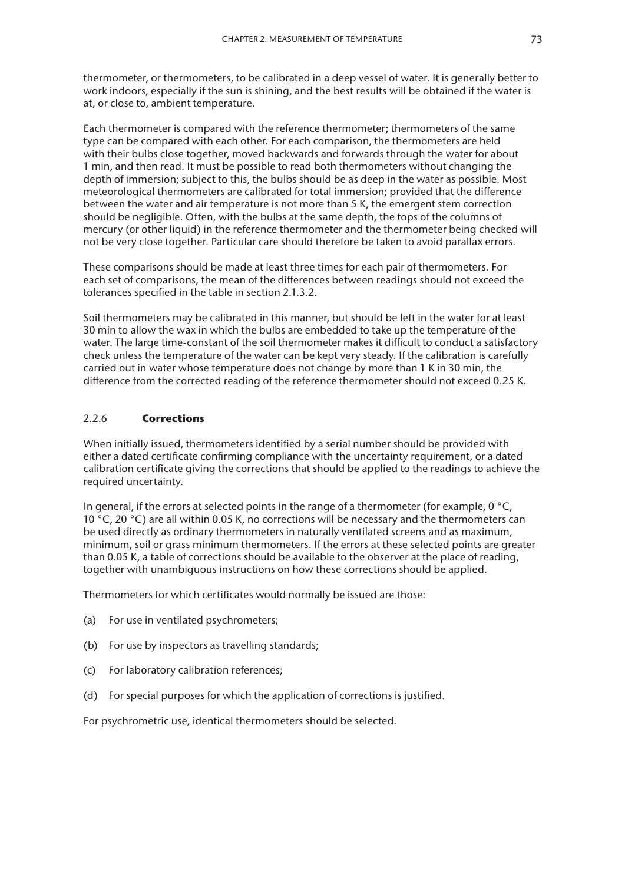thermometer, or thermometers, to be calibrated in a deep vessel of water. It is generally better to work indoors, especially if the sun is shining, and the best results will be obtained if the water is at, or close to, ambient temperature.

Each thermometer is compared with the reference thermometer; thermometers of the same type can be compared with each other. For each comparison, the thermometers are held with their bulbs close together, moved backwards and forwards through the water for about 1 min, and then read. It must be possible to read both thermometers without changing the depth of immersion; subject to this, the bulbs should be as deep in the water as possible. Most meteorological thermometers are calibrated for total immersion; provided that the difference between the water and air temperature is not more than 5 K, the emergent stem correction should be negligible. Often, with the bulbs at the same depth, the tops of the columns of mercury (or other liquid) in the reference thermometer and the thermometer being checked will not be very close together. Particular care should therefore be taken to avoid parallax errors.

These comparisons should be made at least three times for each pair of thermometers. For each set of comparisons, the mean of the differences between readings should not exceed the tolerances specified in the table in section 2.1.3.2.

Soil thermometers may be calibrated in this manner, but should be left in the water for at least 30 min to allow the wax in which the bulbs are embedded to take up the temperature of the water. The large time-constant of the soil thermometer makes it difficult to conduct a satisfactory check unless the temperature of the water can be kept very steady. If the calibration is carefully carried out in water whose temperature does not change by more than 1 K in 30 min, the difference from the corrected reading of the reference thermometer should not exceed 0.25 K.

### 2.2.6 **Corrections**

When initially issued, thermometers identified by a serial number should be provided with either a dated certificate confirming compliance with the uncertainty requirement, or a dated calibration certificate giving the corrections that should be applied to the readings to achieve the required uncertainty.

In general, if the errors at selected points in the range of a thermometer (for example, 0 °C, 10 °C, 20 °C) are all within 0.05 K, no corrections will be necessary and the thermometers can be used directly as ordinary thermometers in naturally ventilated screens and as maximum, minimum, soil or grass minimum thermometers. If the errors at these selected points are greater than 0.05 K, a table of corrections should be available to the observer at the place of reading, together with unambiguous instructions on how these corrections should be applied.

Thermometers for which certificates would normally be issued are those:

(a) For use in ventilated psychrometers;

(b) For use by inspectors as travelling standards;

(c) For laboratory calibration references;

(d) For special purposes for which the application of corrections is justified.

For psychrometric use, identical thermometers should be selected.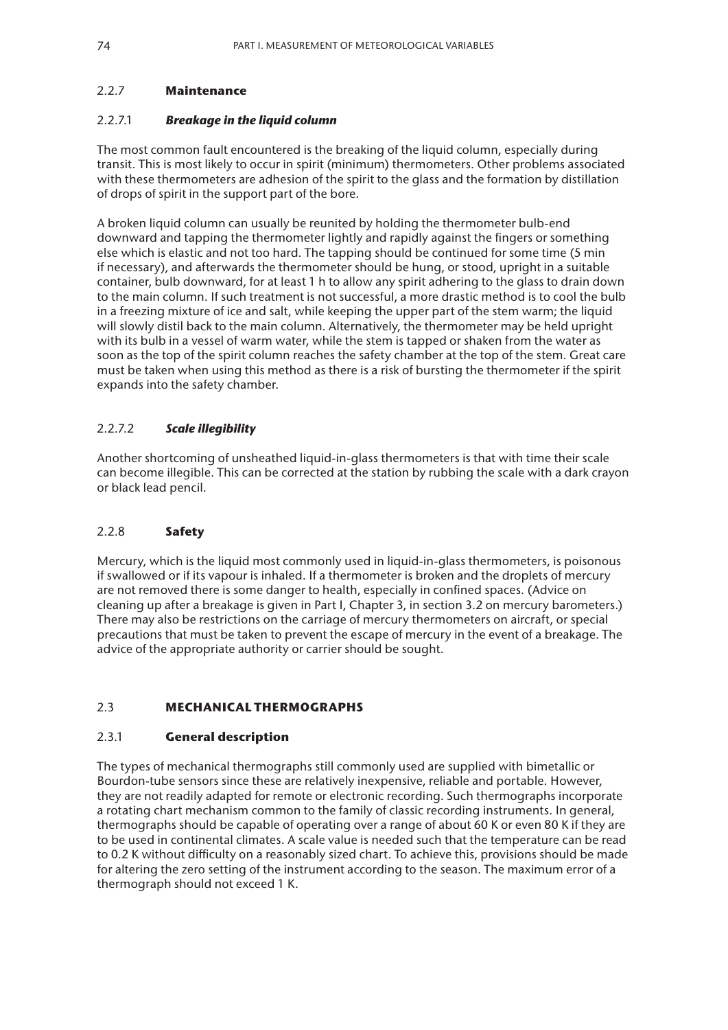### 2.2.7 **Maintenance**

#### 2.2.7.1 ***Breakage in the liquid column***

The most common fault encountered is the breaking of the liquid column, especially during transit. This is most likely to occur in spirit (minimum) thermometers. Other problems associated with these thermometers are adhesion of the spirit to the glass and the formation by distillation of drops of spirit in the support part of the bore.

A broken liquid column can usually be reunited by holding the thermometer bulb-end downward and tapping the thermometer lightly and rapidly against the fingers or something else which is elastic and not too hard. The tapping should be continued for some time (5 min if necessary), and afterwards the thermometer should be hung, or stood, upright in a suitable container, bulb downward, for at least 1 h to allow any spirit adhering to the glass to drain down to the main column. If such treatment is not successful, a more drastic method is to cool the bulb in a freezing mixture of ice and salt, while keeping the upper part of the stem warm; the liquid will slowly distil back to the main column. Alternatively, the thermometer may be held upright with its bulb in a vessel of warm water, while the stem is tapped or shaken from the water as soon as the top of the spirit column reaches the safety chamber at the top of the stem. Great care must be taken when using this method as there is a risk of bursting the thermometer if the spirit expands into the safety chamber.

#### 2.2.7.2 ***Scale illegibility***

Another shortcoming of unsheathed liquid-in-glass thermometers is that with time their scale can become illegible. This can be corrected at the station by rubbing the scale with a dark crayon or black lead pencil.

### 2.2.8 **Safety**

Mercury, which is the liquid most commonly used in liquid-in-glass thermometers, is poisonous if swallowed or if its vapour is inhaled. If a thermometer is broken and the droplets of mercury are not removed there is some danger to health, especially in confined spaces. (Advice on cleaning up after a breakage is given in Part I, Chapter 3, in section 3.2 on mercury barometers.) There may also be restrictions on the carriage of mercury thermometers on aircraft, or special precautions that must be taken to prevent the escape of mercury in the event of a breakage. The advice of the appropriate authority or carrier should be sought.

## 2.3 **MECHANICAL THERMOGRAPHS**

### 2.3.1 **General description**

The types of mechanical thermographs still commonly used are supplied with bimetallic or Bourdon-tube sensors since these are relatively inexpensive, reliable and portable. However, they are not readily adapted for remote or electronic recording. Such thermographs incorporate a rotating chart mechanism common to the family of classic recording instruments. In general, thermographs should be capable of operating over a range of about 60 K or even 80 K if they are to be used in continental climates. A scale value is needed such that the temperature can be read to 0.2 K without difficulty on a reasonably sized chart. To achieve this, provisions should be made for altering the zero setting of the instrument according to the season. The maximum error of a thermograph should not exceed 1 K.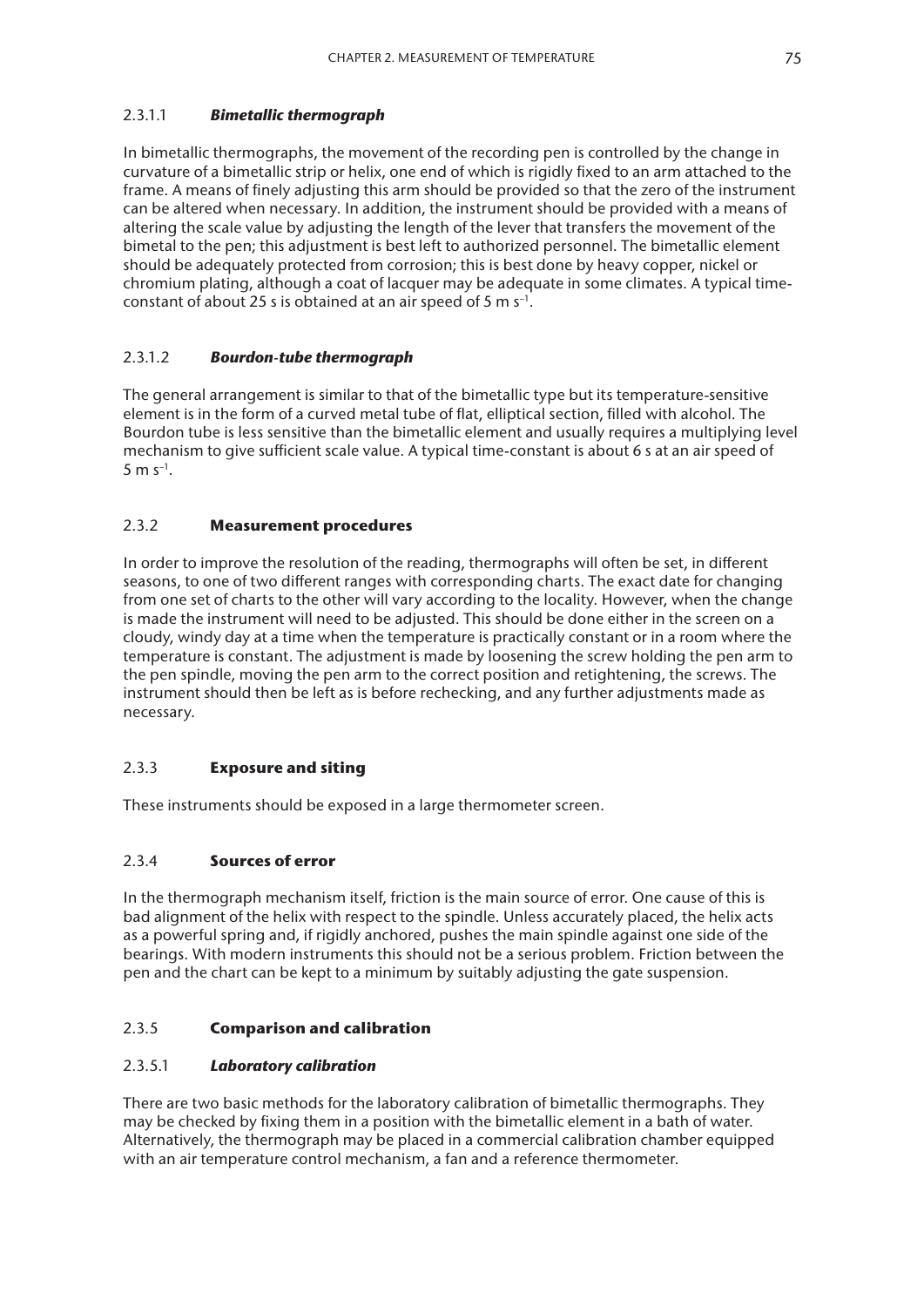#### 2.3.1.1 *Bimetallic thermograph*

In bimetallic thermographs, the movement of the recording pen is controlled by the change in curvature of a bimetallic strip or helix, one end of which is rigidly fixed to an arm attached to the frame. A means of finely adjusting this arm should be provided so that the zero of the instrument can be altered when necessary. In addition, the instrument should be provided with a means of altering the scale value by adjusting the length of the lever that transfers the movement of the bimetal to the pen; this adjustment is best left to authorized personnel. The bimetallic element should be adequately protected from corrosion; this is best done by heavy copper, nickel or chromium plating, although a coat of lacquer may be adequate in some climates. A typical time-constant of about 25 s is obtained at an air speed of 5 m $s^{-1}$.

#### 2.3.1.2 *Bourdon-tube thermograph*

The general arrangement is similar to that of the bimetallic type but its temperature-sensitive element is in the form of a curved metal tube of flat, elliptical section, filled with alcohol. The Bourdon tube is less sensitive than the bimetallic element and usually requires a multiplying level mechanism to give sufficient scale value. A typical time-constant is about 6 s at an air speed of 5 m $s^{-1}$.

### 2.3.2 **Measurement procedures**

In order to improve the resolution of the reading, thermographs will often be set, in different seasons, to one of two different ranges with corresponding charts. The exact date for changing from one set of charts to the other will vary according to the locality. However, when the change is made the instrument will need to be adjusted. This should be done either in the screen on a cloudy, windy day at a time when the temperature is practically constant or in a room where the temperature is constant. The adjustment is made by loosening the screw holding the pen arm to the pen spindle, moving the pen arm to the correct position and retightening, the screws. The instrument should then be left as is before rechecking, and any further adjustments made as necessary.

### 2.3.3 **Exposure and siting**

These instruments should be exposed in a large thermometer screen.

### 2.3.4 **Sources of error**

In the thermograph mechanism itself, friction is the main source of error. One cause of this is bad alignment of the helix with respect to the spindle. Unless accurately placed, the helix acts as a powerful spring and, if rigidly anchored, pushes the main spindle against one side of the bearings. With modern instruments this should not be a serious problem. Friction between the pen and the chart can be kept to a minimum by suitably adjusting the gate suspension.

### 2.3.5 **Comparison and calibration**

#### 2.3.5.1 *Laboratory calibration*

There are two basic methods for the laboratory calibration of bimetallic thermographs. They may be checked by fixing them in a position with the bimetallic element in a bath of water. Alternatively, the thermograph may be placed in a commercial calibration chamber equipped with an air temperature control mechanism, a fan and a reference thermometer.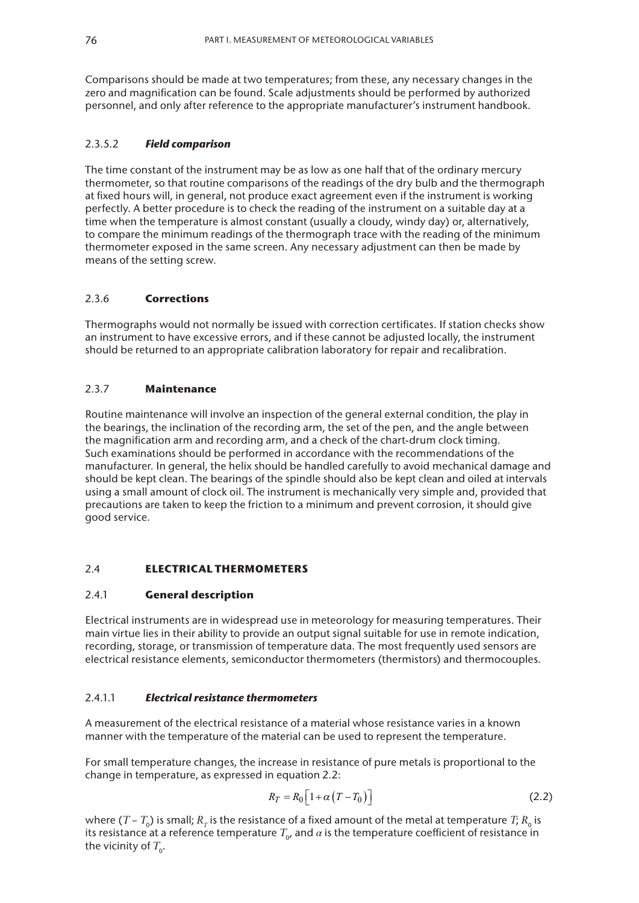Comparisons should be made at two temperatures; from these, any necessary changes in the zero and magnification can be found. Scale adjustments should be performed by authorized personnel, and only after reference to the appropriate manufacturer's instrument handbook.

#### 2.3.5.2 ***Field comparison***

The time constant of the instrument may be as low as one half that of the ordinary mercury thermometer, so that routine comparisons of the readings of the dry bulb and the thermograph at fixed hours will, in general, not produce exact agreement even if the instrument is working perfectly. A better procedure is to check the reading of the instrument on a suitable day at a time when the temperature is almost constant (usually a cloudy, windy day) or, alternatively, to compare the minimum readings of the thermograph trace with the reading of the minimum thermometer exposed in the same screen. Any necessary adjustment can then be made by means of the setting screw.

### 2.3.6 **Corrections**

Thermographs would not normally be issued with correction certificates. If station checks show an instrument to have excessive errors, and if these cannot be adjusted locally, the instrument should be returned to an appropriate calibration laboratory for repair and recalibration.

### 2.3.7 **Maintenance**

Routine maintenance will involve an inspection of the general external condition, the play in the bearings, the inclination of the recording arm, the set of the pen, and the angle between the magnification arm and recording arm, and a check of the chart-drum clock timing. Such examinations should be performed in accordance with the recommendations of the manufacturer. In general, the helix should be handled carefully to avoid mechanical damage and should be kept clean. The bearings of the spindle should also be kept clean and oiled at intervals using a small amount of clock oil. The instrument is mechanically very simple and, provided that precautions are taken to keep the friction to a minimum and prevent corrosion, it should give good service.

## 2.4 **ELECTRICAL THERMOMETERS**

### 2.4.1 **General description**

Electrical instruments are in widespread use in meteorology for measuring temperatures. Their main virtue lies in their ability to provide an output signal suitable for use in remote indication, recording, storage, or transmission of temperature data. The most frequently used sensors are electrical resistance elements, semiconductor thermometers (thermistors) and thermocouples.

#### 2.4.1.1 ***Electrical resistance thermometers***

A measurement of the electrical resistance of a material whose resistance varies in a known manner with the temperature of the material can be used to represent the temperature.

For small temperature changes, the increase in resistance of pure metals is proportional to the change in temperature, as expressed in equation 2.2:

$$R_T = R_0\left[1+\alpha\left(T-T_0\right)\right] \tag{2.2}$$

where $(T - T_0)$ is small; $R_T$ is the resistance of a fixed amount of the metal at temperature $T$; $R_0$ is its resistance at a reference temperature $T_0$, and $\alpha$ is the temperature coefficient of resistance in the vicinity of $T_0$.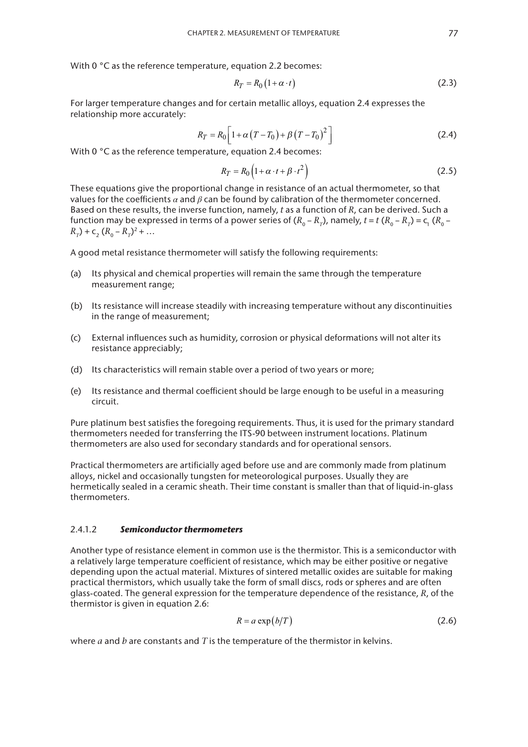With 0 °C as the reference temperature, equation 2.2 becomes:

$$R_T = R_0\left(1+\alpha\cdot t\right) \tag{2.3}$$

For larger temperature changes and for certain metallic alloys, equation 2.4 expresses the relationship more accurately:

$$R_T = R_0\left[1+\alpha\left(T-T_0\right)+\beta\left(T-T_0\right)^2\right] \tag{2.4}$$

With 0 °C as the reference temperature, equation 2.4 becomes:

$$R_T = R_0\left(1+\alpha\cdot t+\beta\cdot t^2\right) \tag{2.5}$$

These equations give the proportional change in resistance of an actual thermometer, so that values for the coefficients $\alpha$ and $\beta$ can be found by calibration of the thermometer concerned. Based on these results, the inverse function, namely, $t$ as a function of $R$, can be derived. Such a function may be expressed in terms of a power series of $(R_0 - R_T)$, namely, $t = t\,(R_0 - R_T) = c_1\,(R_0 - R_T) + c_2\,(R_0 - R_T)^2 + \ldots$

A good metal resistance thermometer will satisfy the following requirements:

(a) Its physical and chemical properties will remain the same through the temperature measurement range;

(b) Its resistance will increase steadily with increasing temperature without any discontinuities in the range of measurement;

(c) External influences such as humidity, corrosion or physical deformations will not alter its resistance appreciably;

(d) Its characteristics will remain stable over a period of two years or more;

(e) Its resistance and thermal coefficient should be large enough to be useful in a measuring circuit.

Pure platinum best satisfies the foregoing requirements. Thus, it is used for the primary standard thermometers needed for transferring the ITS-90 between instrument locations. Platinum thermometers are also used for secondary standards and for operational sensors.

Practical thermometers are artificially aged before use and are commonly made from platinum alloys, nickel and occasionally tungsten for meteorological purposes. Usually they are hermetically sealed in a ceramic sheath. Their time constant is smaller than that of liquid-in-glass thermometers.

#### 2.4.1.2 *Semiconductor thermometers*

Another type of resistance element in common use is the thermistor. This is a semiconductor with a relatively large temperature coefficient of resistance, which may be either positive or negative depending upon the actual material. Mixtures of sintered metallic oxides are suitable for making practical thermistors, which usually take the form of small discs, rods or spheres and are often glass-coated. The general expression for the temperature dependence of the resistance, $R$, of the thermistor is given in equation 2.6:

$$R = a\exp\left(b/T\right) \tag{2.6}$$

where $a$ and $b$ are constants and $T$ is the temperature of the thermistor in kelvins.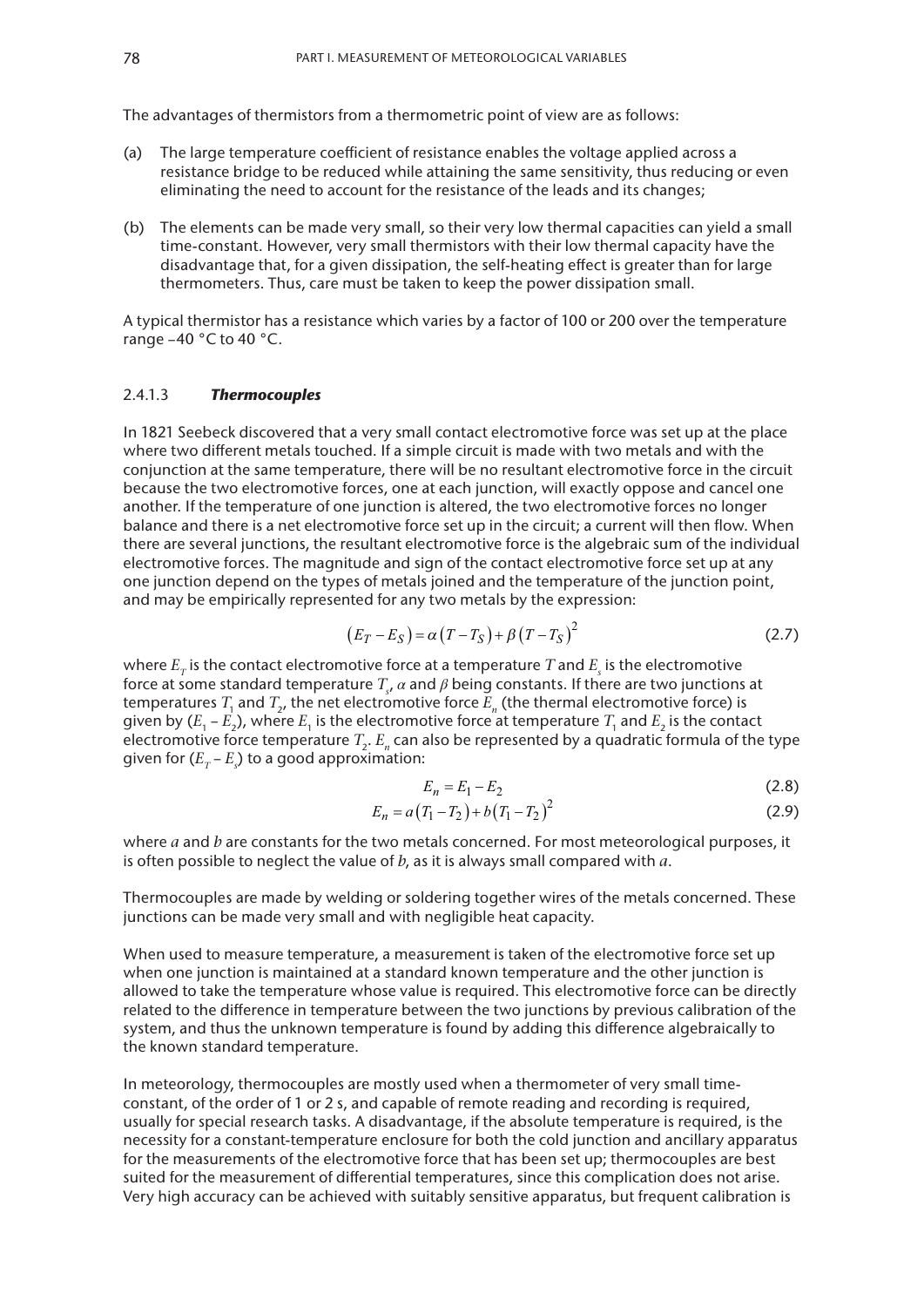The advantages of thermistors from a thermometric point of view are as follows:

(a) The large temperature coefficient of resistance enables the voltage applied across a resistance bridge to be reduced while attaining the same sensitivity, thus reducing or even eliminating the need to account for the resistance of the leads and its changes;

(b) The elements can be made very small, so their very low thermal capacities can yield a small time-constant. However, very small thermistors with their low thermal capacity have the disadvantage that, for a given dissipation, the self-heating effect is greater than for large thermometers. Thus, care must be taken to keep the power dissipation small.

A typical thermistor has a resistance which varies by a factor of 100 or 200 over the temperature range –40 °C to 40 °C.

#### 2.4.1.3 ***Thermocouples***

In 1821 Seebeck discovered that a very small contact electromotive force was set up at the place where two different metals touched. If a simple circuit is made with two metals and with the conjunction at the same temperature, there will be no resultant electromotive force in the circuit because the two electromotive forces, one at each junction, will exactly oppose and cancel one another. If the temperature of one junction is altered, the two electromotive forces no longer balance and there is a net electromotive force set up in the circuit; a current will then flow. When there are several junctions, the resultant electromotive force is the algebraic sum of the individual electromotive forces. The magnitude and sign of the contact electromotive force set up at any one junction depend on the types of metals joined and the temperature of the junction point, and may be empirically represented for any two metals by the expression:

$$(E_T - E_S) = \alpha(T - T_S) + \beta(T - T_S)^2 \tag{2.7}$$

where $E_T$ is the contact electromotive force at a temperature $T$ and $E_s$ is the electromotive force at some standard temperature $T_s$, $\alpha$ and $\beta$ being constants. If there are two junctions at temperatures $T_1$ and $T_2$, the net electromotive force $E_n$ (the thermal electromotive force) is given by ($E_1 - E_2$), where $E_1$ is the electromotive force at temperature $T_1$ and $E_2$ is the contact electromotive force temperature $T_2$. $E_n$ can also be represented by a quadratic formula of the type given for ($E_T - E_s$) to a good approximation:

$$E_n = E_1 - E_2 \tag{2.8}$$

$$E_n = a(T_1 - T_2) + b(T_1 - T_2)^2 \tag{2.9}$$

where $a$ and $b$ are constants for the two metals concerned. For most meteorological purposes, it is often possible to neglect the value of $b$, as it is always small compared with $a$.

Thermocouples are made by welding or soldering together wires of the metals concerned. These junctions can be made very small and with negligible heat capacity.

When used to measure temperature, a measurement is taken of the electromotive force set up when one junction is maintained at a standard known temperature and the other junction is allowed to take the temperature whose value is required. This electromotive force can be directly related to the difference in temperature between the two junctions by previous calibration of the system, and thus the unknown temperature is found by adding this difference algebraically to the known standard temperature.

In meteorology, thermocouples are mostly used when a thermometer of very small time-constant, of the order of 1 or 2 s, and capable of remote reading and recording is required, usually for special research tasks. A disadvantage, if the absolute temperature is required, is the necessity for a constant-temperature enclosure for both the cold junction and ancillary apparatus for the measurements of the electromotive force that has been set up; thermocouples are best suited for the measurement of differential temperatures, since this complication does not arise. Very high accuracy can be achieved with suitably sensitive apparatus, but frequent calibration is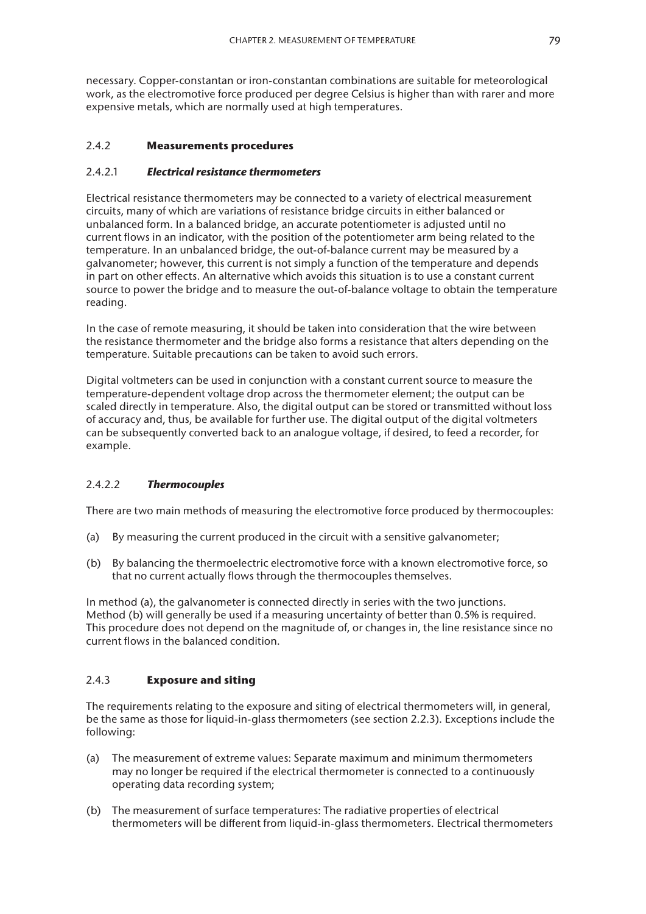necessary. Copper-constantan or iron-constantan combinations are suitable for meteorological work, as the electromotive force produced per degree Celsius is higher than with rarer and more expensive metals, which are normally used at high temperatures.

### 2.4.2 Measurements procedures

#### 2.4.2.1 *Electrical resistance thermometers*

Electrical resistance thermometers may be connected to a variety of electrical measurement circuits, many of which are variations of resistance bridge circuits in either balanced or unbalanced form. In a balanced bridge, an accurate potentiometer is adjusted until no current flows in an indicator, with the position of the potentiometer arm being related to the temperature. In an unbalanced bridge, the out-of-balance current may be measured by a galvanometer; however, this current is not simply a function of the temperature and depends in part on other effects. An alternative which avoids this situation is to use a constant current source to power the bridge and to measure the out-of-balance voltage to obtain the temperature reading.

In the case of remote measuring, it should be taken into consideration that the wire between the resistance thermometer and the bridge also forms a resistance that alters depending on the temperature. Suitable precautions can be taken to avoid such errors.

Digital voltmeters can be used in conjunction with a constant current source to measure the temperature-dependent voltage drop across the thermometer element; the output can be scaled directly in temperature. Also, the digital output can be stored or transmitted without loss of accuracy and, thus, be available for further use. The digital output of the digital voltmeters can be subsequently converted back to an analogue voltage, if desired, to feed a recorder, for example.

#### 2.4.2.2 *Thermocouples*

There are two main methods of measuring the electromotive force produced by thermocouples:

(a) By measuring the current produced in the circuit with a sensitive galvanometer;

(b) By balancing the thermoelectric electromotive force with a known electromotive force, so that no current actually flows through the thermocouples themselves.

In method (a), the galvanometer is connected directly in series with the two junctions. Method (b) will generally be used if a measuring uncertainty of better than 0.5% is required. This procedure does not depend on the magnitude of, or changes in, the line resistance since no current flows in the balanced condition.

### 2.4.3 Exposure and siting

The requirements relating to the exposure and siting of electrical thermometers will, in general, be the same as those for liquid-in-glass thermometers (see section 2.2.3). Exceptions include the following:

(a) The measurement of extreme values: Separate maximum and minimum thermometers may no longer be required if the electrical thermometer is connected to a continuously operating data recording system;

(b) The measurement of surface temperatures: The radiative properties of electrical thermometers will be different from liquid-in-glass thermometers. Electrical thermometers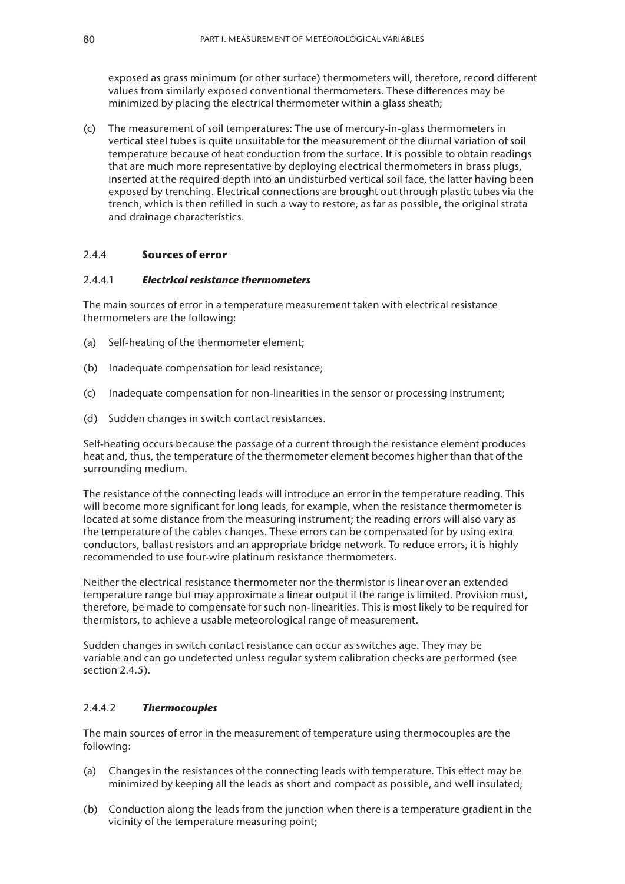exposed as grass minimum (or other surface) thermometers will, therefore, record different values from similarly exposed conventional thermometers. These differences may be minimized by placing the electrical thermometer within a glass sheath;

(c) The measurement of soil temperatures: The use of mercury-in-glass thermometers in vertical steel tubes is quite unsuitable for the measurement of the diurnal variation of soil temperature because of heat conduction from the surface. It is possible to obtain readings that are much more representative by deploying electrical thermometers in brass plugs, inserted at the required depth into an undisturbed vertical soil face, the latter having been exposed by trenching. Electrical connections are brought out through plastic tubes via the trench, which is then refilled in such a way to restore, as far as possible, the original strata and drainage characteristics.

### 2.4.4 **Sources of error**

#### 2.4.4.1 ***Electrical resistance thermometers***

The main sources of error in a temperature measurement taken with electrical resistance thermometers are the following:

(a) Self-heating of the thermometer element;

(b) Inadequate compensation for lead resistance;

(c) Inadequate compensation for non-linearities in the sensor or processing instrument;

(d) Sudden changes in switch contact resistances.

Self-heating occurs because the passage of a current through the resistance element produces heat and, thus, the temperature of the thermometer element becomes higher than that of the surrounding medium.

The resistance of the connecting leads will introduce an error in the temperature reading. This will become more significant for long leads, for example, when the resistance thermometer is located at some distance from the measuring instrument; the reading errors will also vary as the temperature of the cables changes. These errors can be compensated for by using extra conductors, ballast resistors and an appropriate bridge network. To reduce errors, it is highly recommended to use four-wire platinum resistance thermometers.

Neither the electrical resistance thermometer nor the thermistor is linear over an extended temperature range but may approximate a linear output if the range is limited. Provision must, therefore, be made to compensate for such non-linearities. This is most likely to be required for thermistors, to achieve a usable meteorological range of measurement.

Sudden changes in switch contact resistance can occur as switches age. They may be variable and can go undetected unless regular system calibration checks are performed (see section 2.4.5).

#### 2.4.4.2 ***Thermocouples***

The main sources of error in the measurement of temperature using thermocouples are the following:

(a) Changes in the resistances of the connecting leads with temperature. This effect may be minimized by keeping all the leads as short and compact as possible, and well insulated;

(b) Conduction along the leads from the junction when there is a temperature gradient in the vicinity of the temperature measuring point;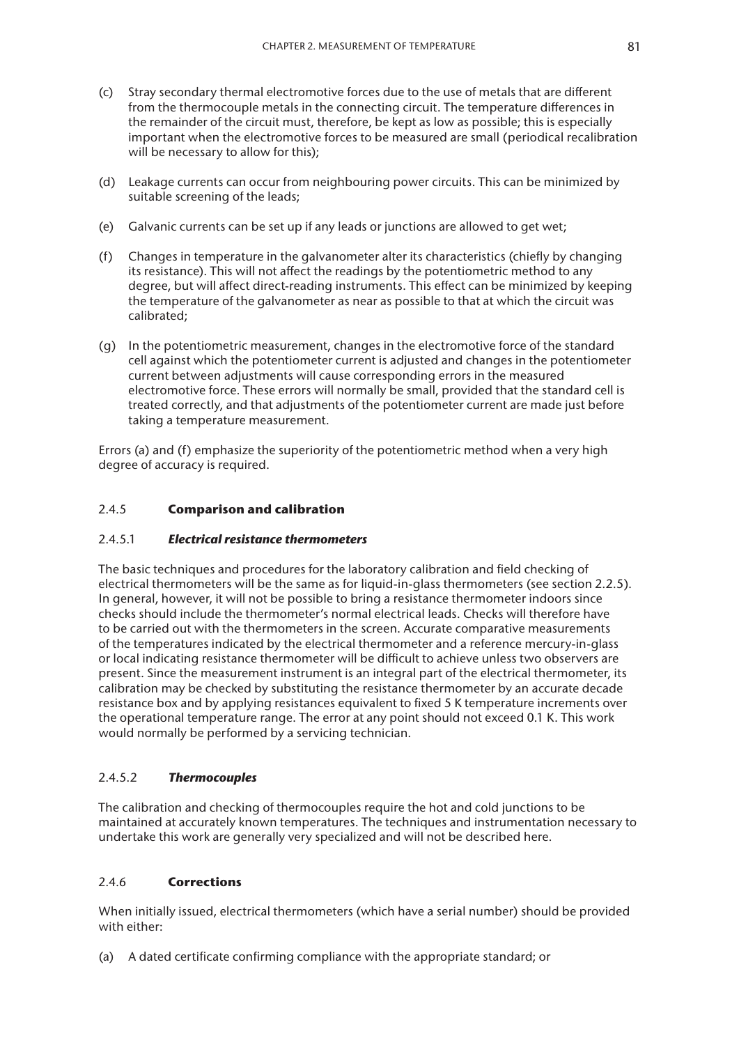(c) Stray secondary thermal electromotive forces due to the use of metals that are different from the thermocouple metals in the connecting circuit. The temperature differences in the remainder of the circuit must, therefore, be kept as low as possible; this is especially important when the electromotive forces to be measured are small (periodical recalibration will be necessary to allow for this);

(d) Leakage currents can occur from neighbouring power circuits. This can be minimized by suitable screening of the leads;

(e) Galvanic currents can be set up if any leads or junctions are allowed to get wet;

(f) Changes in temperature in the galvanometer alter its characteristics (chiefly by changing its resistance). This will not affect the readings by the potentiometric method to any degree, but will affect direct-reading instruments. This effect can be minimized by keeping the temperature of the galvanometer as near as possible to that at which the circuit was calibrated;

(g) In the potentiometric measurement, changes in the electromotive force of the standard cell against which the potentiometer current is adjusted and changes in the potentiometer current between adjustments will cause corresponding errors in the measured electromotive force. These errors will normally be small, provided that the standard cell is treated correctly, and that adjustments of the potentiometer current are made just before taking a temperature measurement.

Errors (a) and (f) emphasize the superiority of the potentiometric method when a very high degree of accuracy is required.

### 2.4.5 **Comparison and calibration**

#### 2.4.5.1 ***Electrical resistance thermometers***

The basic techniques and procedures for the laboratory calibration and field checking of electrical thermometers will be the same as for liquid-in-glass thermometers (see section 2.2.5). In general, however, it will not be possible to bring a resistance thermometer indoors since checks should include the thermometer's normal electrical leads. Checks will therefore have to be carried out with the thermometers in the screen. Accurate comparative measurements of the temperatures indicated by the electrical thermometer and a reference mercury-in-glass or local indicating resistance thermometer will be difficult to achieve unless two observers are present. Since the measurement instrument is an integral part of the electrical thermometer, its calibration may be checked by substituting the resistance thermometer by an accurate decade resistance box and by applying resistances equivalent to fixed 5 K temperature increments over the operational temperature range. The error at any point should not exceed 0.1 K. This work would normally be performed by a servicing technician.

#### 2.4.5.2 ***Thermocouples***

The calibration and checking of thermocouples require the hot and cold junctions to be maintained at accurately known temperatures. The techniques and instrumentation necessary to undertake this work are generally very specialized and will not be described here.

### 2.4.6 **Corrections**

When initially issued, electrical thermometers (which have a serial number) should be provided with either:

(a) A dated certificate confirming compliance with the appropriate standard; or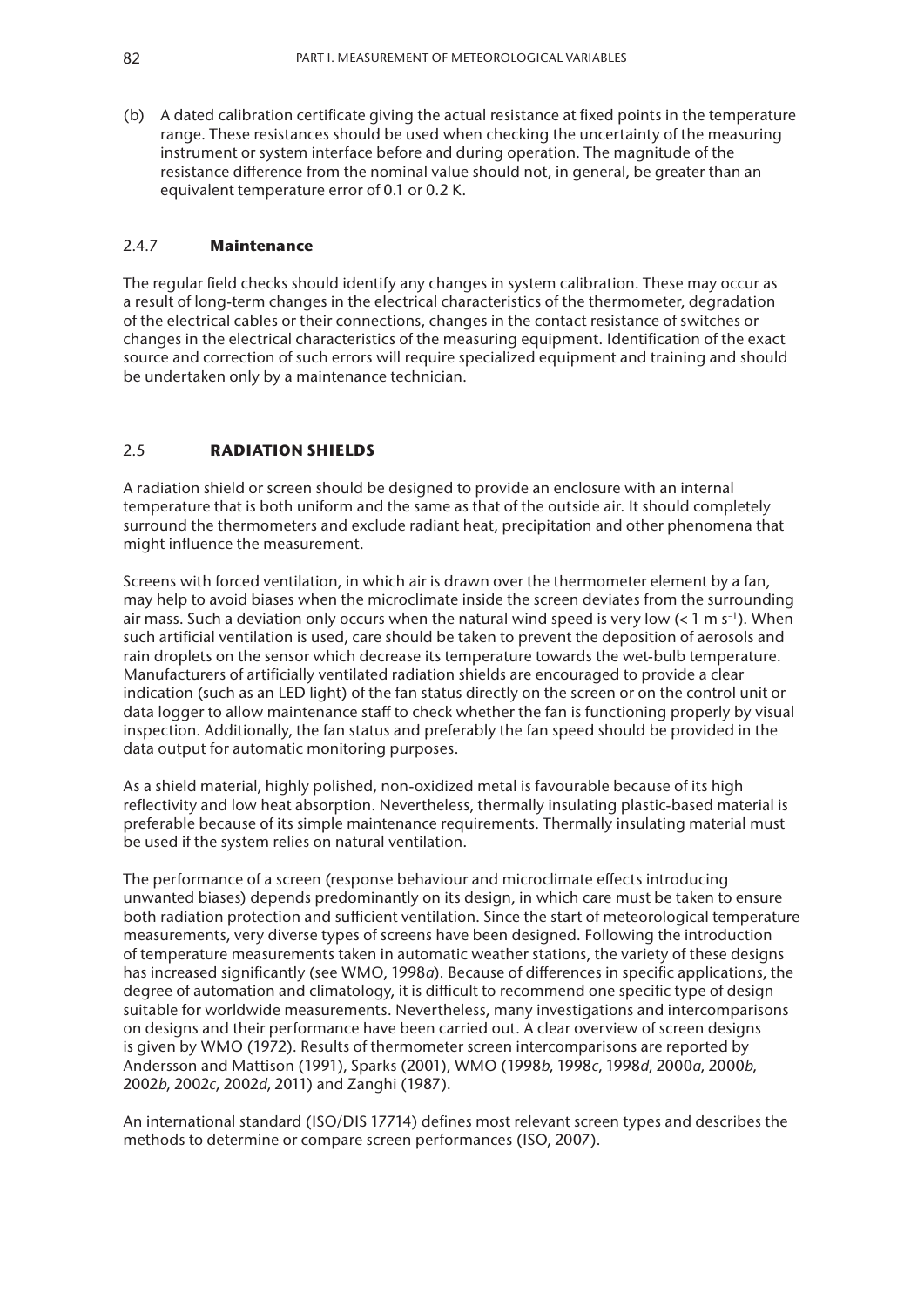(b) A dated calibration certificate giving the actual resistance at fixed points in the temperature range. These resistances should be used when checking the uncertainty of the measuring instrument or system interface before and during operation. The magnitude of the resistance difference from the nominal value should not, in general, be greater than an equivalent temperature error of 0.1 or 0.2 K.

### 2.4.7 Maintenance

The regular field checks should identify any changes in system calibration. These may occur as a result of long-term changes in the electrical characteristics of the thermometer, degradation of the electrical cables or their connections, changes in the contact resistance of switches or changes in the electrical characteristics of the measuring equipment. Identification of the exact source and correction of such errors will require specialized equipment and training and should be undertaken only by a maintenance technician.

## 2.5 RADIATION SHIELDS

A radiation shield or screen should be designed to provide an enclosure with an internal temperature that is both uniform and the same as that of the outside air. It should completely surround the thermometers and exclude radiant heat, precipitation and other phenomena that might influence the measurement.

Screens with forced ventilation, in which air is drawn over the thermometer element by a fan, may help to avoid biases when the microclimate inside the screen deviates from the surrounding air mass. Such a deviation only occurs when the natural wind speed is very low ($< 1$ m s$^{-1}$). When such artificial ventilation is used, care should be taken to prevent the deposition of aerosols and rain droplets on the sensor which decrease its temperature towards the wet-bulb temperature. Manufacturers of artificially ventilated radiation shields are encouraged to provide a clear indication (such as an LED light) of the fan status directly on the screen or on the control unit or data logger to allow maintenance staff to check whether the fan is functioning properly by visual inspection. Additionally, the fan status and preferably the fan speed should be provided in the data output for automatic monitoring purposes.

As a shield material, highly polished, non-oxidized metal is favourable because of its high reflectivity and low heat absorption. Nevertheless, thermally insulating plastic-based material is preferable because of its simple maintenance requirements. Thermally insulating material must be used if the system relies on natural ventilation.

The performance of a screen (response behaviour and microclimate effects introducing unwanted biases) depends predominantly on its design, in which care must be taken to ensure both radiation protection and sufficient ventilation. Since the start of meteorological temperature measurements, very diverse types of screens have been designed. Following the introduction of temperature measurements taken in automatic weather stations, the variety of these designs has increased significantly (see WMO, 1998*a*). Because of differences in specific applications, the degree of automation and climatology, it is difficult to recommend one specific type of design suitable for worldwide measurements. Nevertheless, many investigations and intercomparisons on designs and their performance have been carried out. A clear overview of screen designs is given by WMO (1972). Results of thermometer screen intercomparisons are reported by Andersson and Mattison (1991), Sparks (2001), WMO (1998*b*, 1998*c*, 1998*d*, 2000*a*, 2000*b*, 2002*b*, 2002*c*, 2002*d*, 2011) and Zanghi (1987).

An international standard (ISO/DIS 17714) defines most relevant screen types and describes the methods to determine or compare screen performances (ISO, 2007).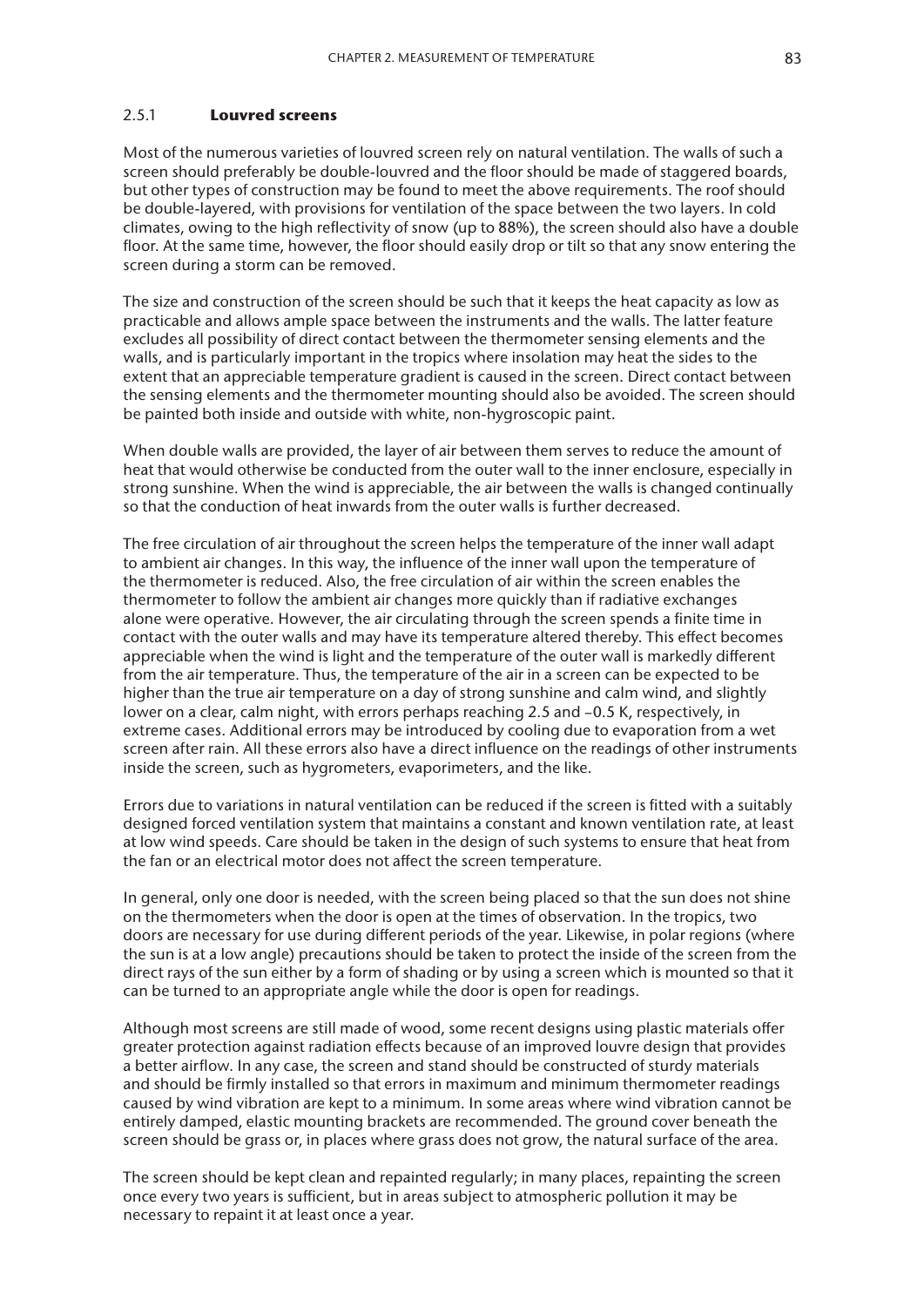### 2.5.1 **Louvred screens**

Most of the numerous varieties of louvred screen rely on natural ventilation. The walls of such a screen should preferably be double-louvred and the floor should be made of staggered boards, but other types of construction may be found to meet the above requirements. The roof should be double-layered, with provisions for ventilation of the space between the two layers. In cold climates, owing to the high reflectivity of snow (up to 88%), the screen should also have a double floor. At the same time, however, the floor should easily drop or tilt so that any snow entering the screen during a storm can be removed.

The size and construction of the screen should be such that it keeps the heat capacity as low as practicable and allows ample space between the instruments and the walls. The latter feature excludes all possibility of direct contact between the thermometer sensing elements and the walls, and is particularly important in the tropics where insolation may heat the sides to the extent that an appreciable temperature gradient is caused in the screen. Direct contact between the sensing elements and the thermometer mounting should also be avoided. The screen should be painted both inside and outside with white, non-hygroscopic paint.

When double walls are provided, the layer of air between them serves to reduce the amount of heat that would otherwise be conducted from the outer wall to the inner enclosure, especially in strong sunshine. When the wind is appreciable, the air between the walls is changed continually so that the conduction of heat inwards from the outer walls is further decreased.

The free circulation of air throughout the screen helps the temperature of the inner wall adapt to ambient air changes. In this way, the influence of the inner wall upon the temperature of the thermometer is reduced. Also, the free circulation of air within the screen enables the thermometer to follow the ambient air changes more quickly than if radiative exchanges alone were operative. However, the air circulating through the screen spends a finite time in contact with the outer walls and may have its temperature altered thereby. This effect becomes appreciable when the wind is light and the temperature of the outer wall is markedly different from the air temperature. Thus, the temperature of the air in a screen can be expected to be higher than the true air temperature on a day of strong sunshine and calm wind, and slightly lower on a clear, calm night, with errors perhaps reaching 2.5 and –0.5 K, respectively, in extreme cases. Additional errors may be introduced by cooling due to evaporation from a wet screen after rain. All these errors also have a direct influence on the readings of other instruments inside the screen, such as hygrometers, evaporimeters, and the like.

Errors due to variations in natural ventilation can be reduced if the screen is fitted with a suitably designed forced ventilation system that maintains a constant and known ventilation rate, at least at low wind speeds. Care should be taken in the design of such systems to ensure that heat from the fan or an electrical motor does not affect the screen temperature.

In general, only one door is needed, with the screen being placed so that the sun does not shine on the thermometers when the door is open at the times of observation. In the tropics, two doors are necessary for use during different periods of the year. Likewise, in polar regions (where the sun is at a low angle) precautions should be taken to protect the inside of the screen from the direct rays of the sun either by a form of shading or by using a screen which is mounted so that it can be turned to an appropriate angle while the door is open for readings.

Although most screens are still made of wood, some recent designs using plastic materials offer greater protection against radiation effects because of an improved louvre design that provides a better airflow. In any case, the screen and stand should be constructed of sturdy materials and should be firmly installed so that errors in maximum and minimum thermometer readings caused by wind vibration are kept to a minimum. In some areas where wind vibration cannot be entirely damped, elastic mounting brackets are recommended. The ground cover beneath the screen should be grass or, in places where grass does not grow, the natural surface of the area.

The screen should be kept clean and repainted regularly; in many places, repainting the screen once every two years is sufficient, but in areas subject to atmospheric pollution it may be necessary to repaint it at least once a year.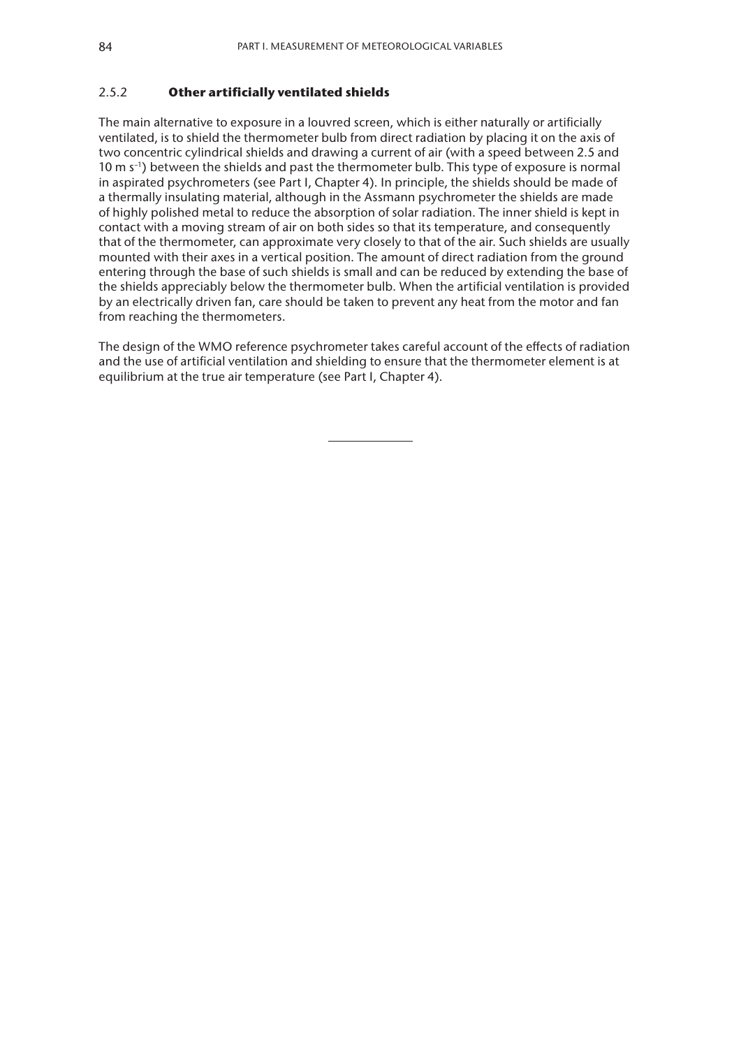### 2.5.2 **Other artificially ventilated shields**

The main alternative to exposure in a louvred screen, which is either naturally or artificially ventilated, is to shield the thermometer bulb from direct radiation by placing it on the axis of two concentric cylindrical shields and drawing a current of air (with a speed between 2.5 and 10 m $s^{-1}$) between the shields and past the thermometer bulb. This type of exposure is normal in aspirated psychrometers (see Part I, Chapter 4). In principle, the shields should be made of a thermally insulating material, although in the Assmann psychrometer the shields are made of highly polished metal to reduce the absorption of solar radiation. The inner shield is kept in contact with a moving stream of air on both sides so that its temperature, and consequently that of the thermometer, can approximate very closely to that of the air. Such shields are usually mounted with their axes in a vertical position. The amount of direct radiation from the ground entering through the base of such shields is small and can be reduced by extending the base of the shields appreciably below the thermometer bulb. When the artificial ventilation is provided by an electrically driven fan, care should be taken to prevent any heat from the motor and fan from reaching the thermometers.

The design of the WMO reference psychrometer takes careful account of the effects of radiation and the use of artificial ventilation and shielding to ensure that the thermometer element is at equilibrium at the true air temperature (see Part I, Chapter 4).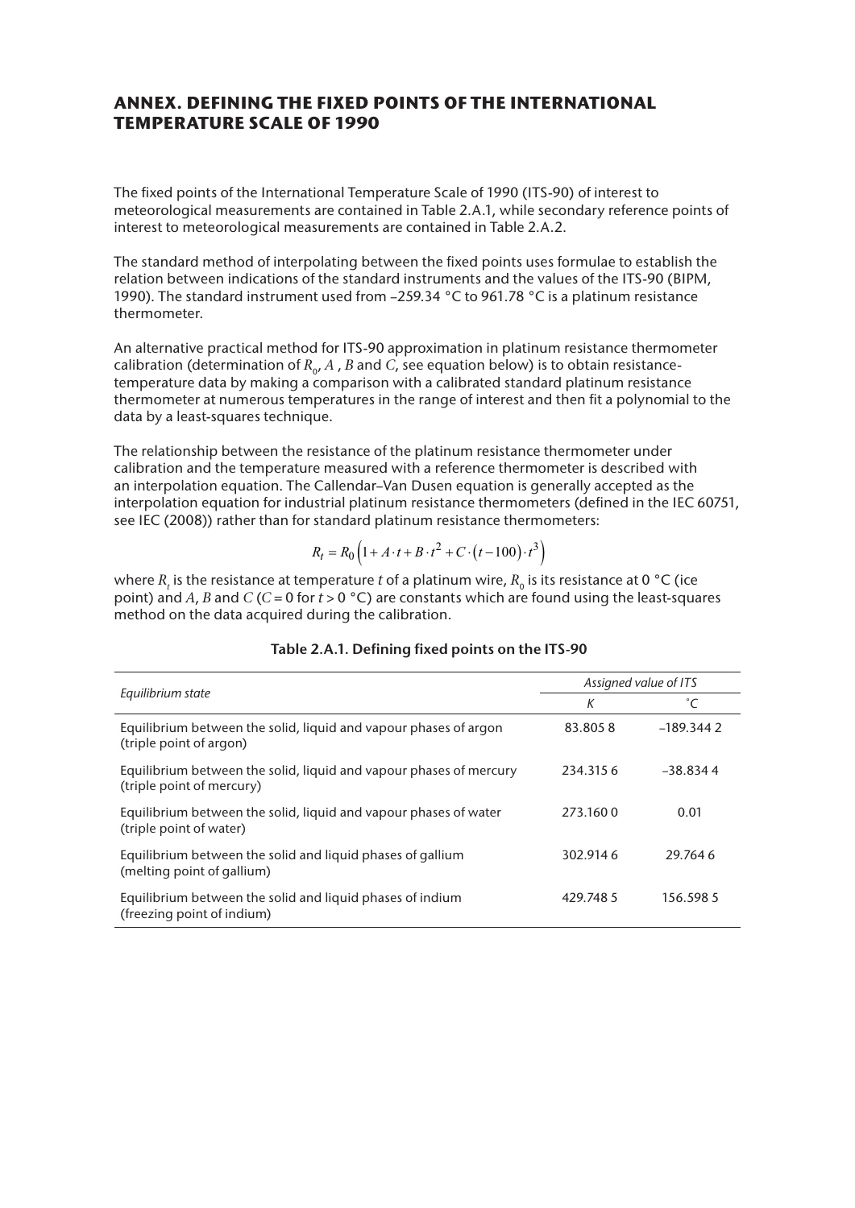## ANNEX. DEFINING THE FIXED POINTS OF THE INTERNATIONAL TEMPERATURE SCALE OF 1990

The fixed points of the International Temperature Scale of 1990 (ITS-90) of interest to meteorological measurements are contained in Table 2.A.1, while secondary reference points of interest to meteorological measurements are contained in Table 2.A.2.

The standard method of interpolating between the fixed points uses formulae to establish the relation between indications of the standard instruments and the values of the ITS-90 (BIPM, 1990). The standard instrument used from –259.34 °C to 961.78 °C is a platinum resistance thermometer.

An alternative practical method for ITS-90 approximation in platinum resistance thermometer calibration (determination of $R_0$, $A$ , $B$ and $C$, see equation below) is to obtain resistance-temperature data by making a comparison with a calibrated standard platinum resistance thermometer at numerous temperatures in the range of interest and then fit a polynomial to the data by a least-squares technique.

The relationship between the resistance of the platinum resistance thermometer under calibration and the temperature measured with a reference thermometer is described with an interpolation equation. The Callendar–Van Dusen equation is generally accepted as the interpolation equation for industrial platinum resistance thermometers (defined in the IEC 60751, see IEC (2008)) rather than for standard platinum resistance thermometers:

$$R_t = R_0\left(1 + A \cdot t + B \cdot t^2 + C \cdot (t - 100) \cdot t^3\right)$$

where $R_t$ is the resistance at temperature $t$ of a platinum wire, $R_0$ is its resistance at 0 °C (ice point) and $A$, $B$ and $C$ ($C = 0$ for $t > 0$ °C) are constants which are found using the least-squares method on the data acquired during the calibration.

**Table 2.A.1. Defining fixed points on the ITS-90**

| *Equilibrium state* | *Assigned value of ITS* | |
|---|---|---|
| | *K* | *°C* |
| Equilibrium between the solid, liquid and vapour phases of argon (triple point of argon) | 83.805 8 | –189.344 2 |
| Equilibrium between the solid, liquid and vapour phases of mercury (triple point of mercury) | 234.315 6 | –38.834 4 |
| Equilibrium between the solid, liquid and vapour phases of water (triple point of water) | 273.160 0 | 0.01 |
| Equilibrium between the solid and liquid phases of gallium (melting point of gallium) | 302.914 6 | 29.764 6 |
| Equilibrium between the solid and liquid phases of indium (freezing point of indium) | 429.748 5 | 156.598 5 |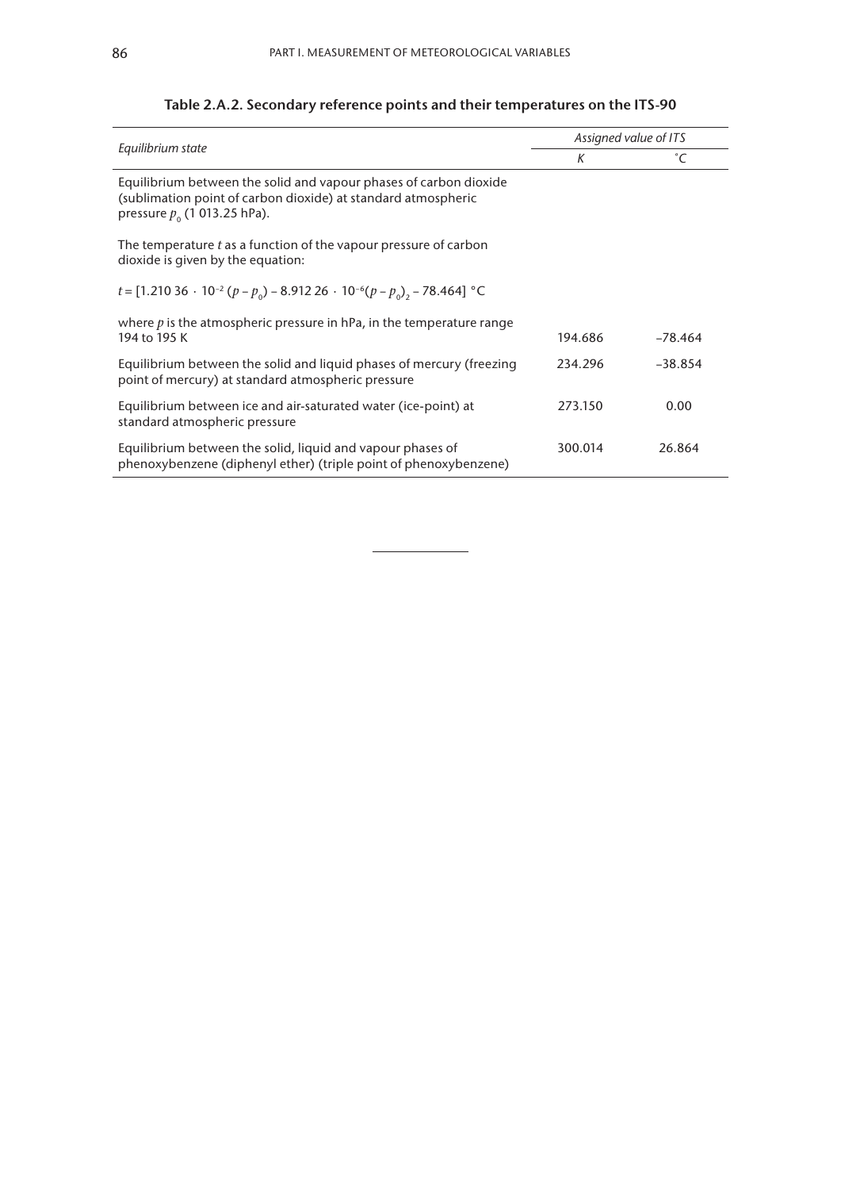**Table 2.A.2. Secondary reference points and their temperatures on the ITS-90**

| *Equilibrium state* | *Assigned value of ITS* | |
|---|---|---|
| | *K* | *°C* |
| Equilibrium between the solid and vapour phases of carbon dioxide (sublimation point of carbon dioxide) at standard atmospheric pressure $p_0$ (1 013.25 hPa). <br><br> The temperature *t* as a function of the vapour pressure of carbon dioxide is given by the equation: <br><br> $t = [1.210\,36 \cdot 10^{-2}\,(p - p_0) - 8.912\,26 \cdot 10^{-6}(p - p_0)_2 - 78.464]$ °C <br><br> where $p$ is the atmospheric pressure in hPa, in the temperature range 194 to 195 K | 194.686 | –78.464 |
| Equilibrium between the solid and liquid phases of mercury (freezing point of mercury) at standard atmospheric pressure | 234.296 | –38.854 |
| Equilibrium between ice and air-saturated water (ice-point) at standard atmospheric pressure | 273.150 | 0.00 |
| Equilibrium between the solid, liquid and vapour phases of phenoxybenzene (diphenyl ether) (triple point of phenoxybenzene) | 300.014 | 26.864 |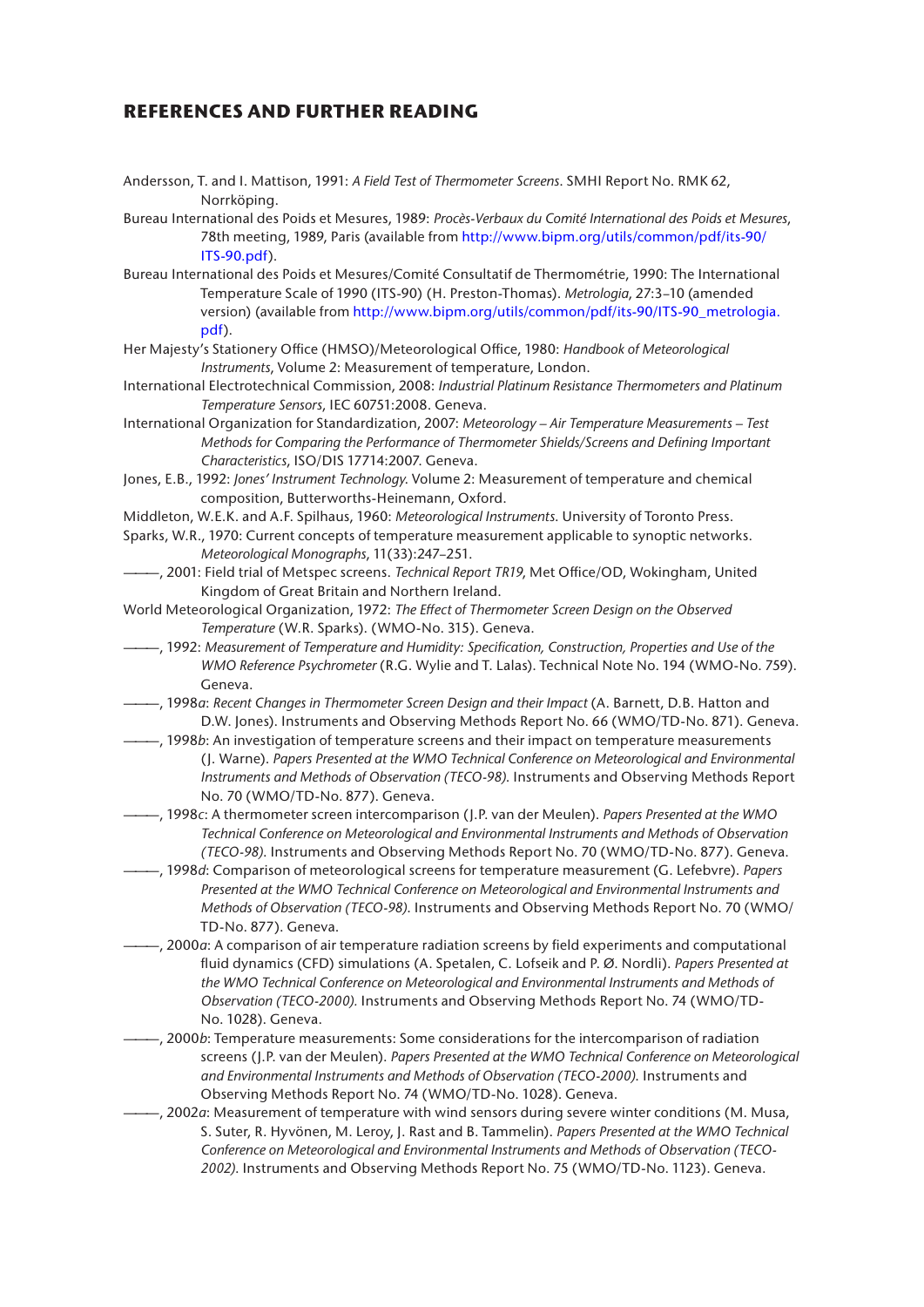## REFERENCES AND FURTHER READING

Andersson, T. and I. Mattison, 1991: *A Field Test of Thermometer Screens*. SMHI Report No. RMK 62, Norrköping.

Bureau International des Poids et Mesures, 1989: *Procès-Verbaux du Comité International des Poids et Mesures*, 78th meeting, 1989, Paris (available from http://www.bipm.org/utils/common/pdf/its-90/ITS-90.pdf).

Bureau International des Poids et Mesures/Comité Consultatif de Thermométrie, 1990: The International Temperature Scale of 1990 (ITS-90) (H. Preston-Thomas). *Metrologia*, 27:3–10 (amended version) (available from http://www.bipm.org/utils/common/pdf/its-90/ITS-90_metrologia.pdf).

Her Majesty's Stationery Office (HMSO)/Meteorological Office, 1980: *Handbook of Meteorological Instruments*, Volume 2: Measurement of temperature, London.

International Electrotechnical Commission, 2008: *Industrial Platinum Resistance Thermometers and Platinum Temperature Sensors*, IEC 60751:2008. Geneva.

International Organization for Standardization, 2007: *Meteorology – Air Temperature Measurements – Test Methods for Comparing the Performance of Thermometer Shields/Screens and Defining Important Characteristics*, ISO/DIS 17714:2007. Geneva.

Jones, E.B., 1992: *Jones' Instrument Technology.* Volume 2: Measurement of temperature and chemical composition, Butterworths-Heinemann, Oxford.

Middleton, W.E.K. and A.F. Spilhaus, 1960: *Meteorological Instruments.* University of Toronto Press.

Sparks, W.R., 1970: Current concepts of temperature measurement applicable to synoptic networks. *Meteorological Monographs*, 11(33):247–251.

———, 2001: Field trial of Metspec screens. *Technical Report TR19*, Met Office/OD, Wokingham, United Kingdom of Great Britain and Northern Ireland.

World Meteorological Organization, 1972: *The Effect of Thermometer Screen Design on the Observed Temperature* (W.R. Sparks). (WMO-No. 315). Geneva.

———, 1992: *Measurement of Temperature and Humidity: Specification, Construction, Properties and Use of the WMO Reference Psychrometer* (R.G. Wylie and T. Lalas). Technical Note No. 194 (WMO-No. 759). Geneva.

———, 1998*a*: *Recent Changes in Thermometer Screen Design and their Impact* (A. Barnett, D.B. Hatton and D.W. Jones). Instruments and Observing Methods Report No. 66 (WMO/TD-No. 871). Geneva.

———, 1998*b*: An investigation of temperature screens and their impact on temperature measurements (J. Warne). *Papers Presented at the WMO Technical Conference on Meteorological and Environmental Instruments and Methods of Observation (TECO-98).* Instruments and Observing Methods Report No. 70 (WMO/TD-No. 877). Geneva.

———, 1998*c*: A thermometer screen intercomparison (J.P. van der Meulen). *Papers Presented at the WMO Technical Conference on Meteorological and Environmental Instruments and Methods of Observation (TECO-98).* Instruments and Observing Methods Report No. 70 (WMO/TD-No. 877). Geneva.

———, 1998*d*: Comparison of meteorological screens for temperature measurement (G. Lefebvre). *Papers Presented at the WMO Technical Conference on Meteorological and Environmental Instruments and Methods of Observation (TECO-98).* Instruments and Observing Methods Report No. 70 (WMO/TD-No. 877). Geneva.

———, 2000*a*: A comparison of air temperature radiation screens by field experiments and computational fluid dynamics (CFD) simulations (A. Spetalen, C. Lofseik and P. Ø. Nordli). *Papers Presented at the WMO Technical Conference on Meteorological and Environmental Instruments and Methods of Observation (TECO-2000).* Instruments and Observing Methods Report No. 74 (WMO/TD-No. 1028). Geneva.

———, 2000*b*: Temperature measurements: Some considerations for the intercomparison of radiation screens (J.P. van der Meulen). *Papers Presented at the WMO Technical Conference on Meteorological and Environmental Instruments and Methods of Observation (TECO-2000).* Instruments and Observing Methods Report No. 74 (WMO/TD-No. 1028). Geneva.

———, 2002*a*: Measurement of temperature with wind sensors during severe winter conditions (M. Musa, S. Suter, R. Hyvönen, M. Leroy, J. Rast and B. Tammelin). *Papers Presented at the WMO Technical Conference on Meteorological and Environmental Instruments and Methods of Observation (TECO-2002).* Instruments and Observing Methods Report No. 75 (WMO/TD-No. 1123). Geneva.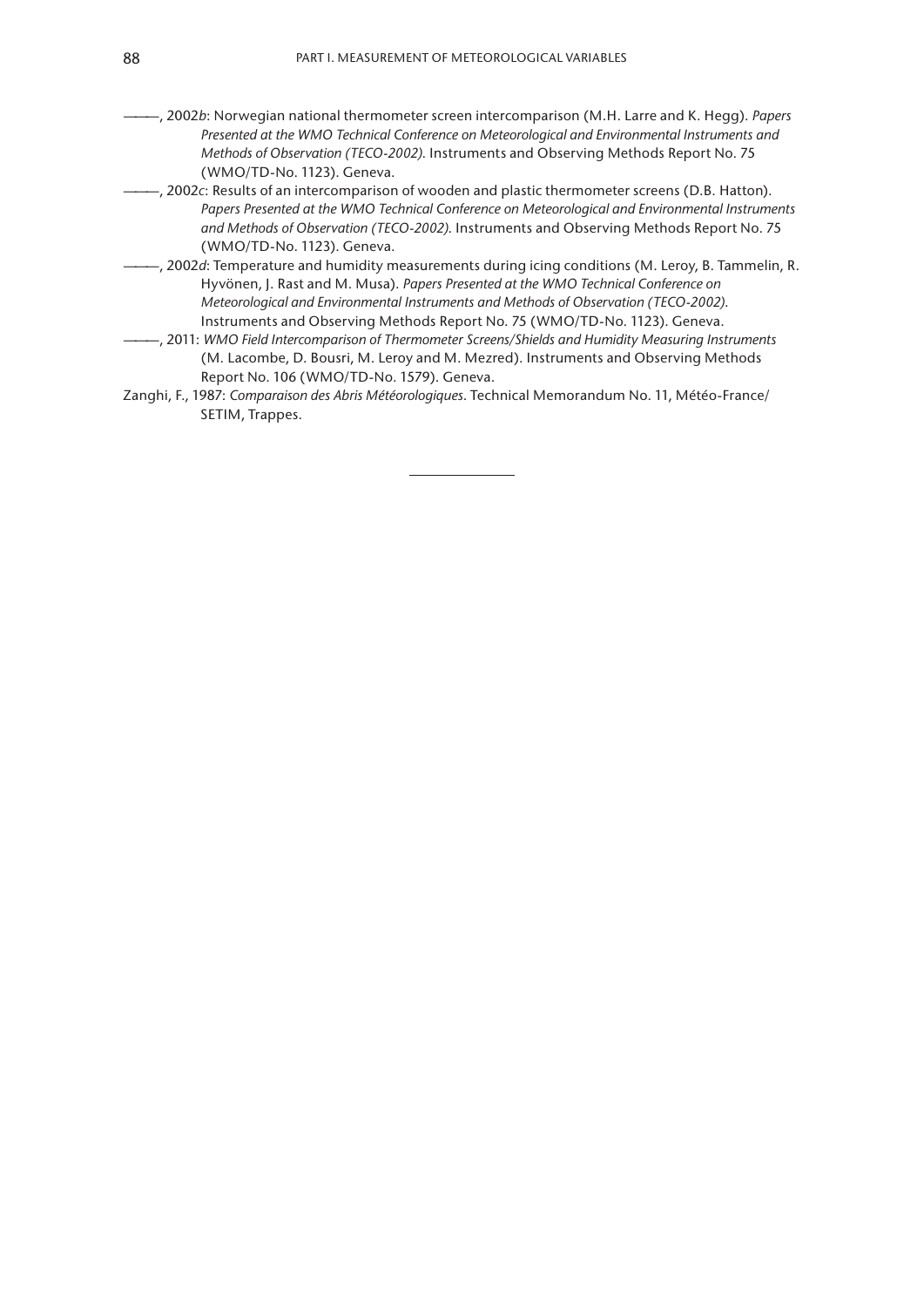———, 2002*b*: Norwegian national thermometer screen intercomparison (M.H. Larre and K. Hegg). *Papers Presented at the WMO Technical Conference on Meteorological and Environmental Instruments and Methods of Observation (TECO-2002).* Instruments and Observing Methods Report No. 75 (WMO/TD-No. 1123). Geneva.

———, 2002*c*: Results of an intercomparison of wooden and plastic thermometer screens (D.B. Hatton). *Papers Presented at the WMO Technical Conference on Meteorological and Environmental Instruments and Methods of Observation (TECO-2002).* Instruments and Observing Methods Report No. 75 (WMO/TD-No. 1123). Geneva.

———, 2002*d*: Temperature and humidity measurements during icing conditions (M. Leroy, B. Tammelin, R. Hyvönen, J. Rast and M. Musa). *Papers Presented at the WMO Technical Conference on Meteorological and Environmental Instruments and Methods of Observation (TECO-2002).* Instruments and Observing Methods Report No. 75 (WMO/TD-No. 1123). Geneva.

———, 2011: *WMO Field Intercomparison of Thermometer Screens/Shields and Humidity Measuring Instruments* (M. Lacombe, D. Bousri, M. Leroy and M. Mezred). Instruments and Observing Methods Report No. 106 (WMO/TD-No. 1579). Geneva.

Zanghi, F., 1987: *Comparaison des Abris Météorologiques*. Technical Memorandum No. 11, Météo-France/SETIM, Trappes.